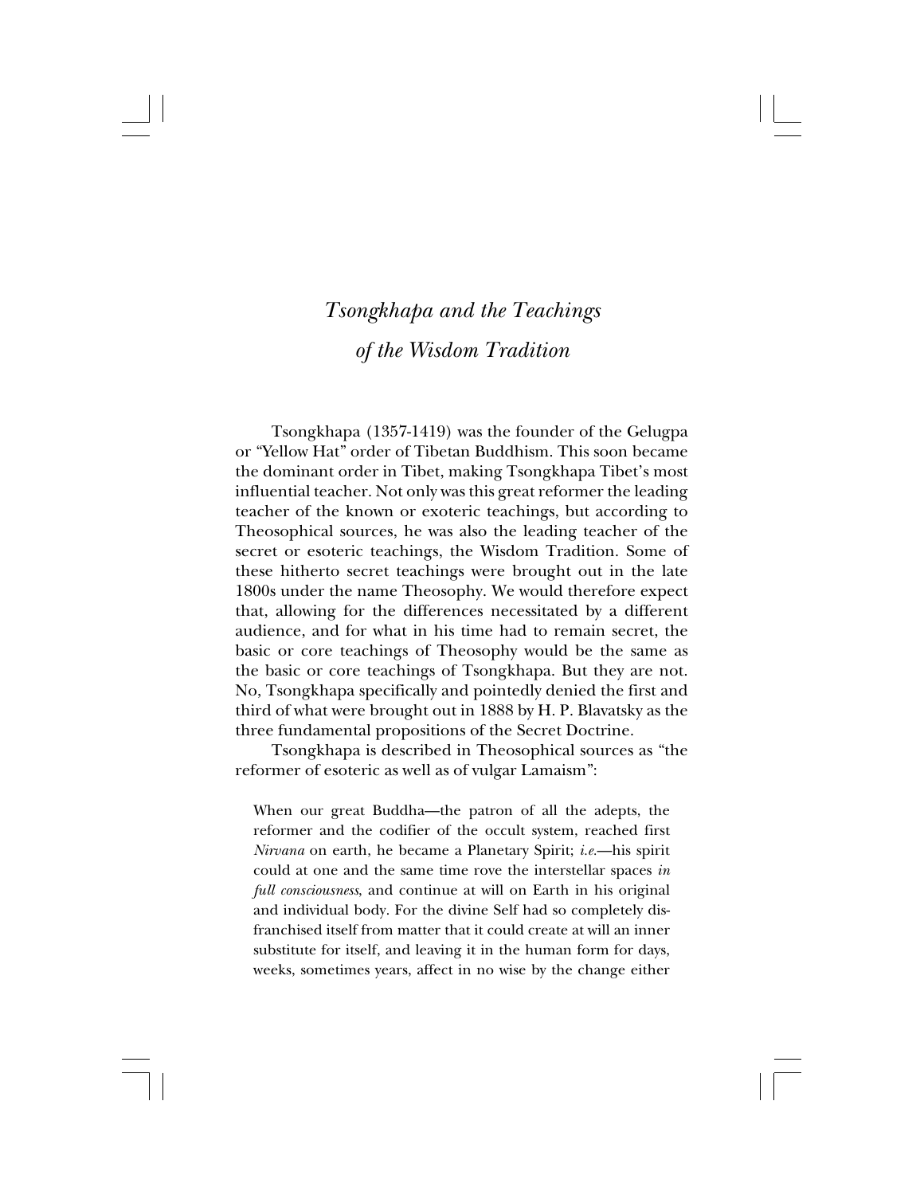# *Tsongkhapa and the Teachings of the Wisdom Tradition*

Tsongkhapa (1357-1419) was the founder of the Gelugpa or "Yellow Hat" order of Tibetan Buddhism. This soon became the dominant order in Tibet, making Tsongkhapa Tibet's most influential teacher. Not only was this great reformer the leading teacher of the known or exoteric teachings, but according to Theosophical sources, he was also the leading teacher of the secret or esoteric teachings, the Wisdom Tradition. Some of these hitherto secret teachings were brought out in the late 1800s under the name Theosophy. We would therefore expect that, allowing for the differences necessitated by a different audience, and for what in his time had to remain secret, the basic or core teachings of Theosophy would be the same as the basic or core teachings of Tsongkhapa. But they are not. No, Tsongkhapa specifically and pointedly denied the first and third of what were brought out in 1888 by H. P. Blavatsky as the three fundamental propositions of the Secret Doctrine.

Tsongkhapa is described in Theosophical sources as "the reformer of esoteric as well as of vulgar Lamaism":

> When our great Buddha—the patron of all the adepts, the reformer and the codifier of the occult system, reached first *Nirvana* on earth, he became a Planetary Spirit; *i.e.*—his spirit could at one and the same time rove the interstellar spaces *in full consciousness*, and continue at will on Earth in his original and individual body. For the divine Self had so completely disfranchised itself from matter that it could create at will an inner substitute for itself, and leaving it in the human form for days, weeks, sometimes years, affect in no wise by the change either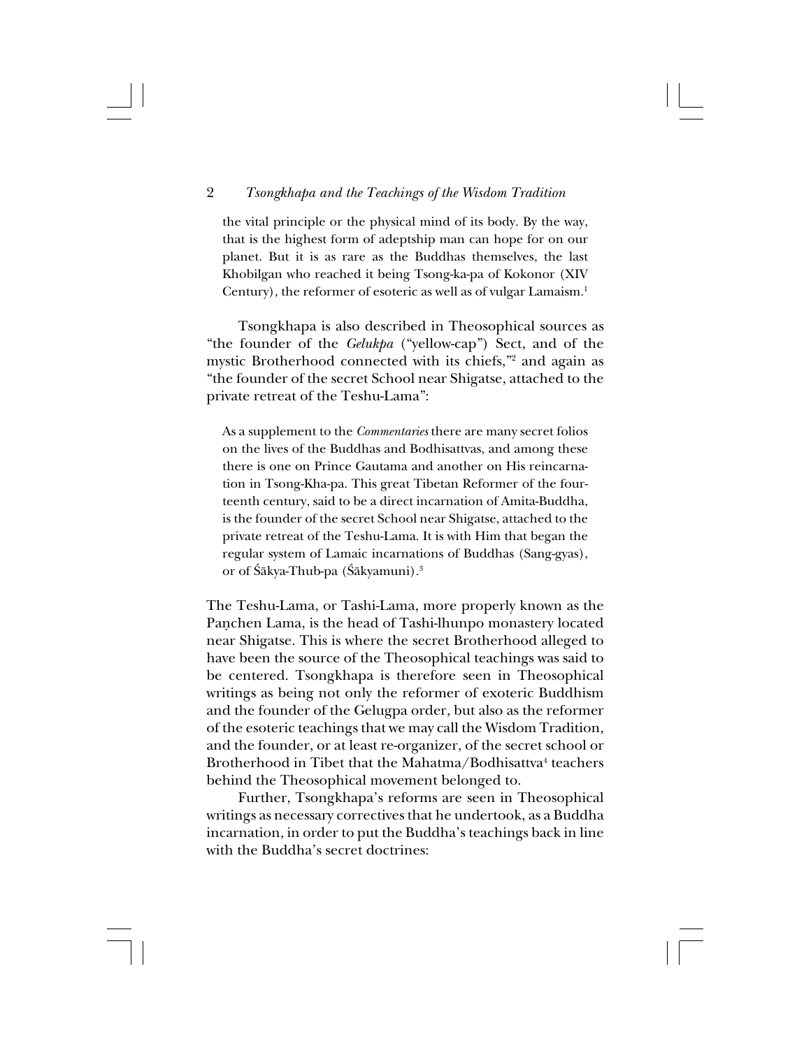> the vital principle or the physical mind of its body. By the way, that is the highest form of adeptship man can hope for on our planet. But it is as rare as the Buddhas themselves, the last Khobilgan who reached it being Tsong-ka-pa of Kokonor (XIV Century), the reformer of esoteric as well as of vulgar Lamaism.[1]

Tsongkhapa is also described in Theosophical sources as "the founder of the *Gelukpa* ("yellow-cap") Sect, and of the mystic Brotherhood connected with its chiefs,"[2] and again as "the founder of the secret School near Shigatse, attached to the private retreat of the Teshu-Lama":

> As a supplement to the *Commentaries* there are many secret folios on the lives of the Buddhas and Bodhisattvas, and among these there is one on Prince Gautama and another on His reincarnation in Tsong-Kha-pa. This great Tibetan Reformer of the fourteenth century, said to be a direct incarnation of Amita-Buddha, is the founder of the secret School near Shigatse, attached to the private retreat of the Teshu-Lama. It is with Him that began the regular system of Lamaic incarnations of Buddhas (Sang-gyas), or of Śākya-Thub-pa (Śākyamuni).[3]

The Teshu-Lama, or Tashi-Lama, more properly known as the Paṇchen Lama, is the head of Tashi-lhunpo monastery located near Shigatse. This is where the secret Brotherhood alleged to have been the source of the Theosophical teachings was said to be centered. Tsongkhapa is therefore seen in Theosophical writings as being not only the reformer of exoteric Buddhism and the founder of the Gelugpa order, but also as the reformer of the esoteric teachings that we may call the Wisdom Tradition, and the founder, or at least re-organizer, of the secret school or Brotherhood in Tibet that the Mahatma/Bodhisattva[4] teachers behind the Theosophical movement belonged to.

Further, Tsongkhapa's reforms are seen in Theosophical writings as necessary correctives that he undertook, as a Buddha incarnation, in order to put the Buddha's teachings back in line with the Buddha's secret doctrines: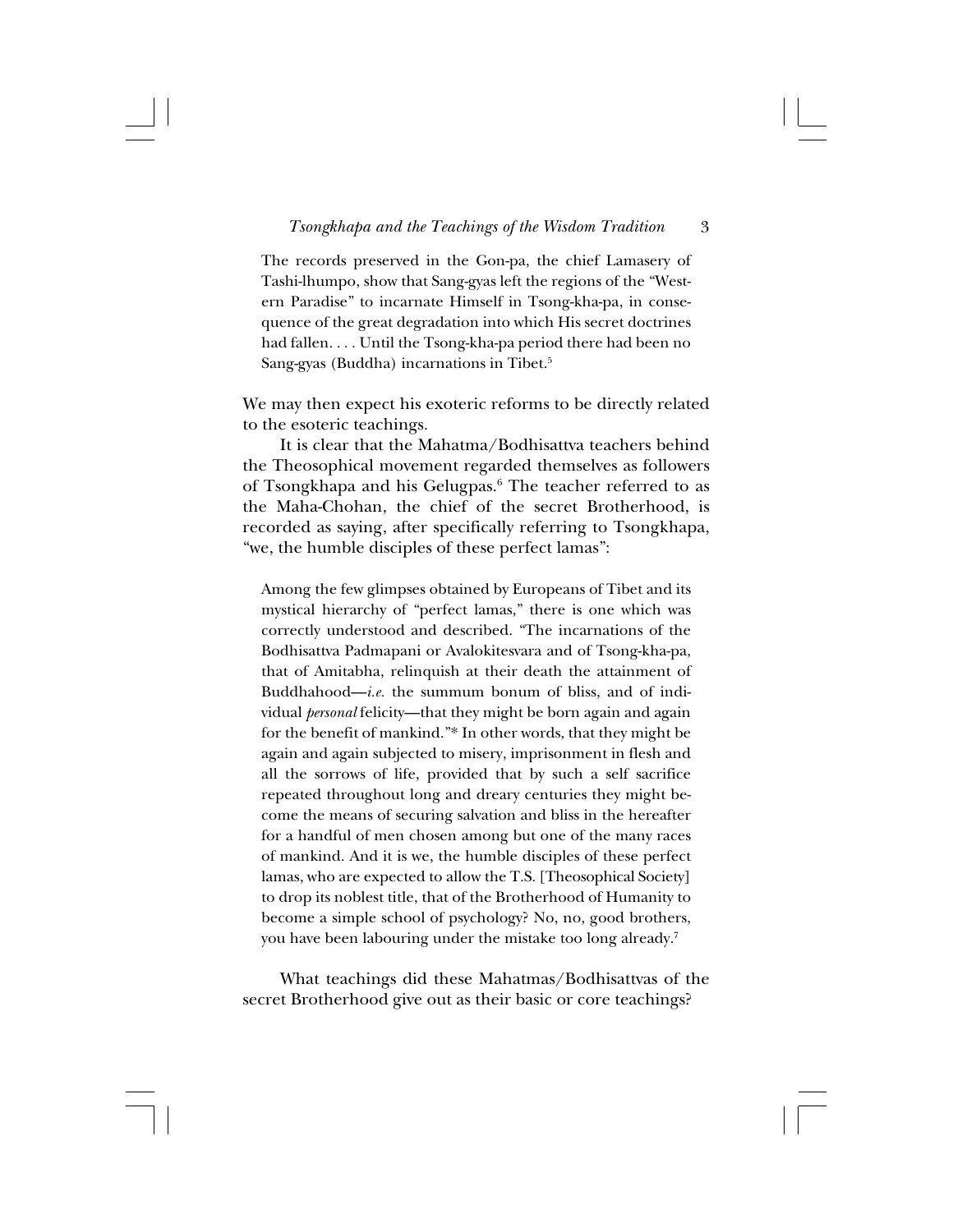> The records preserved in the Gon-pa, the chief Lamasery of Tashi-lhumpo, show that Sang-gyas left the regions of the "Western Paradise" to incarnate Himself in Tsong-kha-pa, in consequence of the great degradation into which His secret doctrines had fallen. . . . Until the Tsong-kha-pa period there had been no Sang-gyas (Buddha) incarnations in Tibet.[5]

We may then expect his exoteric reforms to be directly related to the esoteric teachings.

It is clear that the Mahatma/Bodhisattva teachers behind the Theosophical movement regarded themselves as followers of Tsongkhapa and his Gelugpas.[6] The teacher referred to as the Maha-Chohan, the chief of the secret Brotherhood, is recorded as saying, after specifically referring to Tsongkhapa, "we, the humble disciples of these perfect lamas":

> Among the few glimpses obtained by Europeans of Tibet and its mystical hierarchy of "perfect lamas," there is one which was correctly understood and described. "The incarnations of the Bodhisattva Padmapani or Avalokitesvara and of Tsong-kha-pa, that of Amitabha, relinquish at their death the attainment of Buddhahood—*i.e.* the summum bonum of bliss, and of individual *personal* felicity—that they might be born again and again for the benefit of mankind."* In other words, that they might be again and again subjected to misery, imprisonment in flesh and all the sorrows of life, provided that by such a self sacrifice repeated throughout long and dreary centuries they might become the means of securing salvation and bliss in the hereafter for a handful of men chosen among but one of the many races of mankind. And it is we, the humble disciples of these perfect lamas, who are expected to allow the T.S. [Theosophical Society] to drop its noblest title, that of the Brotherhood of Humanity to become a simple school of psychology? No, no, good brothers, you have been labouring under the mistake too long already.[7]

What teachings did these Mahatmas/Bodhisattvas of the secret Brotherhood give out as their basic or core teachings?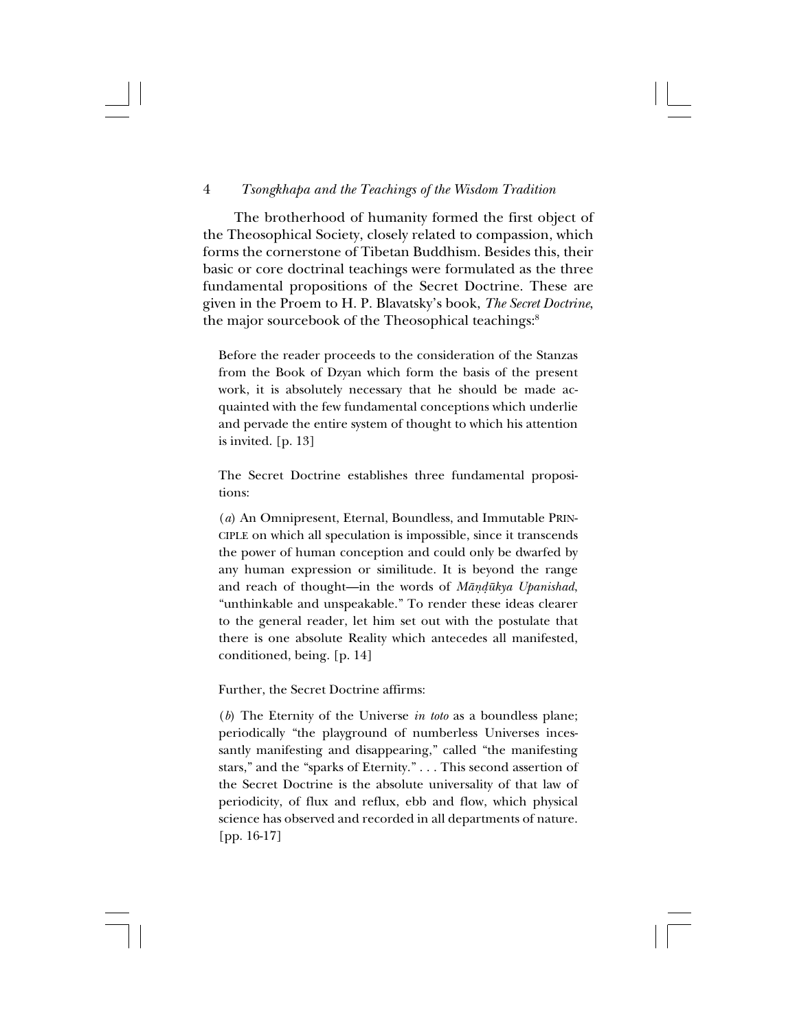The brotherhood of humanity formed the first object of the Theosophical Society, closely related to compassion, which forms the cornerstone of Tibetan Buddhism. Besides this, their basic or core doctrinal teachings were formulated as the three fundamental propositions of the Secret Doctrine. These are given in the Proem to H. P. Blavatsky's book, *The Secret Doctrine*, the major sourcebook of the Theosophical teachings:[8]

> Before the reader proceeds to the consideration of the Stanzas from the Book of Dzyan which form the basis of the present work, it is absolutely necessary that he should be made acquainted with the few fundamental conceptions which underlie and pervade the entire system of thought to which his attention is invited. [p. 13]
>
> The Secret Doctrine establishes three fundamental propositions:
>
> (*a*) An Omnipresent, Eternal, Boundless, and Immutable PRINCIPLE on which all speculation is impossible, since it transcends the power of human conception and could only be dwarfed by any human expression or similitude. It is beyond the range and reach of thought—in the words of *Māṇḍūkya Upanishad*, "unthinkable and unspeakable." To render these ideas clearer to the general reader, let him set out with the postulate that there is one absolute Reality which antecedes all manifested, conditioned, being. [p. 14]
>
> Further, the Secret Doctrine affirms:
>
> (*b*) The Eternity of the Universe *in toto* as a boundless plane; periodically "the playground of numberless Universes incessantly manifesting and disappearing," called "the manifesting stars," and the "sparks of Eternity." . . . This second assertion of the Secret Doctrine is the absolute universality of that law of periodicity, of flux and reflux, ebb and flow, which physical science has observed and recorded in all departments of nature. [pp. 16-17]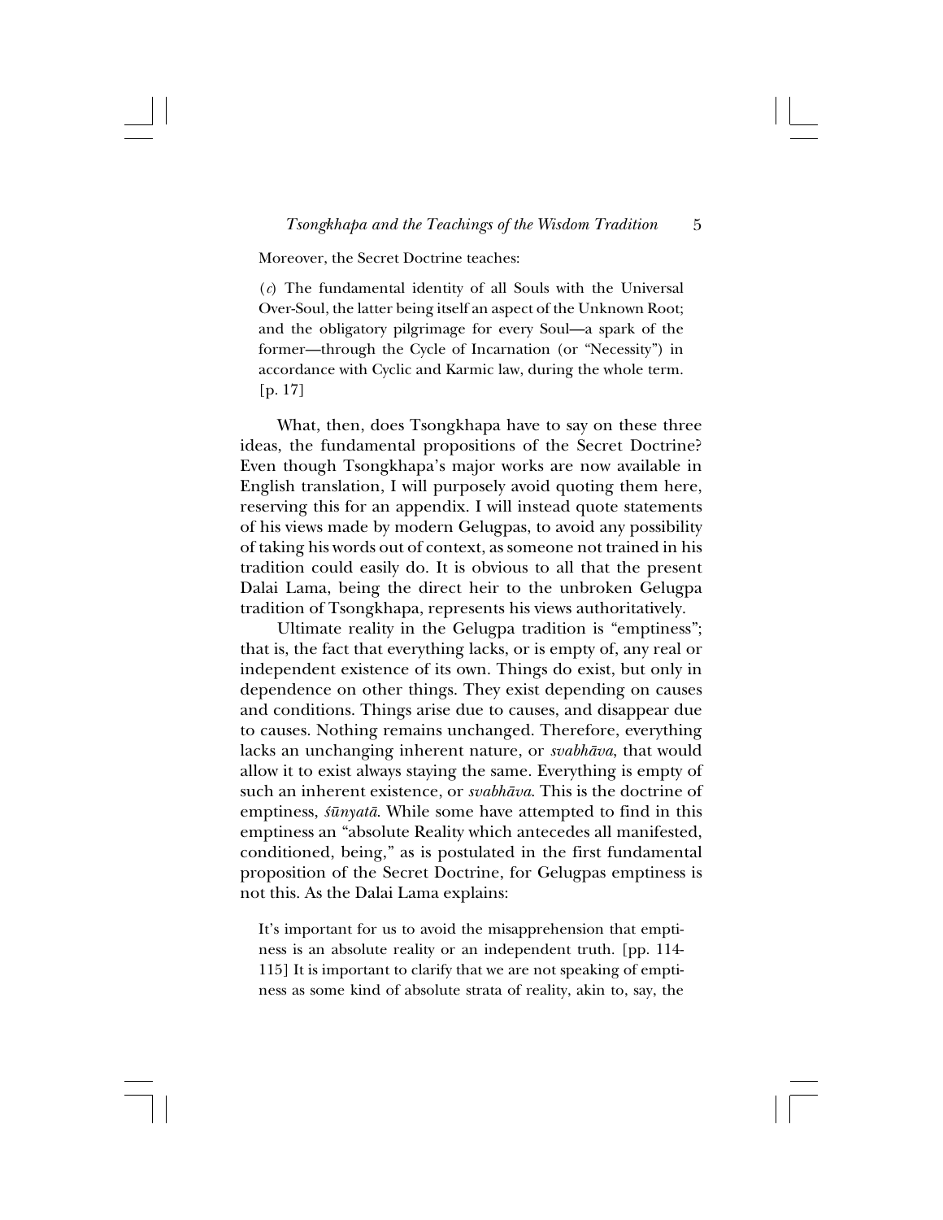Moreover, the Secret Doctrine teaches:

> (*c*) The fundamental identity of all Souls with the Universal Over-Soul, the latter being itself an aspect of the Unknown Root; and the obligatory pilgrimage for every Soul—a spark of the former—through the Cycle of Incarnation (or "Necessity") in accordance with Cyclic and Karmic law, during the whole term. [p. 17]

What, then, does Tsongkhapa have to say on these three ideas, the fundamental propositions of the Secret Doctrine? Even though Tsongkhapa's major works are now available in English translation, I will purposely avoid quoting them here, reserving this for an appendix. I will instead quote statements of his views made by modern Gelugpas, to avoid any possibility of taking his words out of context, as someone not trained in his tradition could easily do. It is obvious to all that the present Dalai Lama, being the direct heir to the unbroken Gelugpa tradition of Tsongkhapa, represents his views authoritatively.

Ultimate reality in the Gelugpa tradition is "emptiness"; that is, the fact that everything lacks, or is empty of, any real or independent existence of its own. Things do exist, but only in dependence on other things. They exist depending on causes and conditions. Things arise due to causes, and disappear due to causes. Nothing remains unchanged. Therefore, everything lacks an unchanging inherent nature, or *svabhāva*, that would allow it to exist always staying the same. Everything is empty of such an inherent existence, or *svabhāva*. This is the doctrine of emptiness, *śūnyatā*. While some have attempted to find in this emptiness an "absolute Reality which antecedes all manifested, conditioned, being," as is postulated in the first fundamental proposition of the Secret Doctrine, for Gelugpas emptiness is not this. As the Dalai Lama explains:

> It's important for us to avoid the misapprehension that emptiness is an absolute reality or an independent truth. [pp. 114-115] It is important to clarify that we are not speaking of emptiness as some kind of absolute strata of reality, akin to, say, the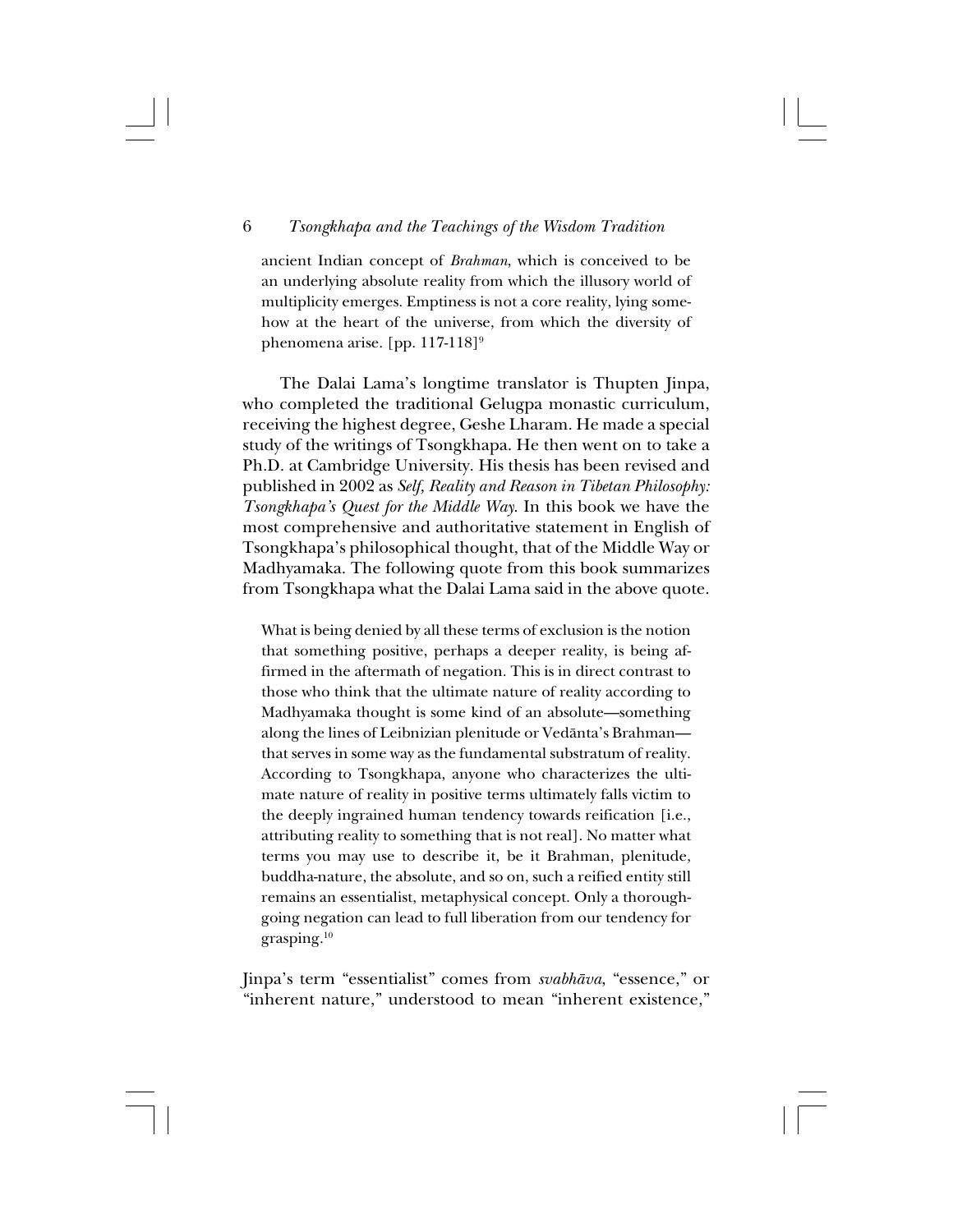ancient Indian concept of *Brahman*, which is conceived to be an underlying absolute reality from which the illusory world of multiplicity emerges. Emptiness is not a core reality, lying somehow at the heart of the universe, from which the diversity of phenomena arise. [pp. 117-118][9]

The Dalai Lama's longtime translator is Thupten Jinpa, who completed the traditional Gelugpa monastic curriculum, receiving the highest degree, Geshe Lharam. He made a special study of the writings of Tsongkhapa. He then went on to take a Ph.D. at Cambridge University. His thesis has been revised and published in 2002 as *Self, Reality and Reason in Tibetan Philosophy: Tsongkhapa's Quest for the Middle Way*. In this book we have the most comprehensive and authoritative statement in English of Tsongkhapa's philosophical thought, that of the Middle Way or Madhyamaka. The following quote from this book summarizes from Tsongkhapa what the Dalai Lama said in the above quote.

> What is being denied by all these terms of exclusion is the notion that something positive, perhaps a deeper reality, is being affirmed in the aftermath of negation. This is in direct contrast to those who think that the ultimate nature of reality according to Madhyamaka thought is some kind of an absolute—something along the lines of Leibnizian plenitude or Vedānta's Brahman—that serves in some way as the fundamental substratum of reality. According to Tsongkhapa, anyone who characterizes the ultimate nature of reality in positive terms ultimately falls victim to the deeply ingrained human tendency towards reification [i.e., attributing reality to something that is not real]. No matter what terms you may use to describe it, be it Brahman, plenitude, buddha-nature, the absolute, and so on, such a reified entity still remains an essentialist, metaphysical concept. Only a thoroughgoing negation can lead to full liberation from our tendency for grasping.[10]

Jinpa's term "essentialist" comes from *svabhāva*, "essence," or "inherent nature," understood to mean "inherent existence,"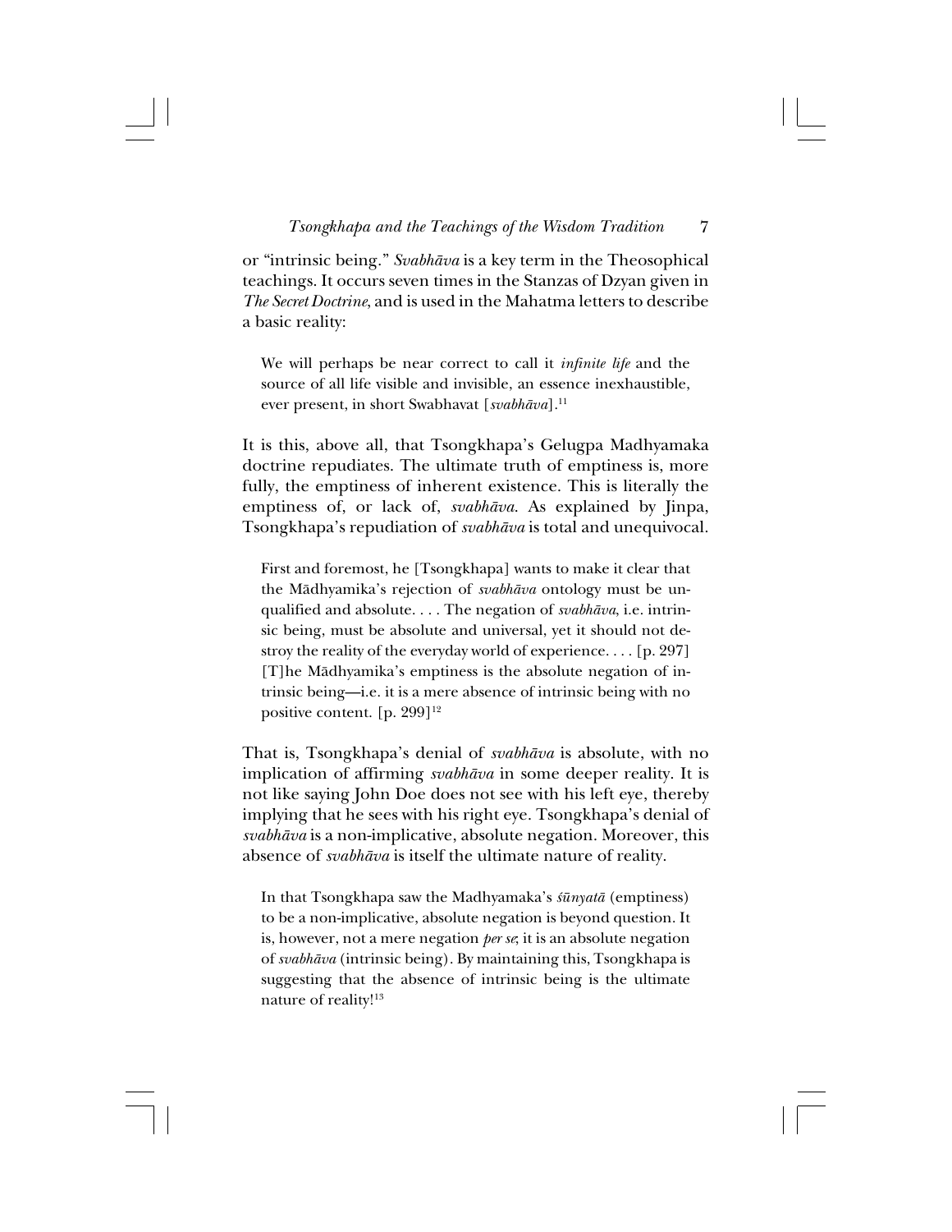or "intrinsic being." *Svabhāva* is a key term in the Theosophical teachings. It occurs seven times in the Stanzas of Dzyan given in *The Secret Doctrine*, and is used in the Mahatma letters to describe a basic reality:

> We will perhaps be near correct to call it *infinite life* and the source of all life visible and invisible, an essence inexhaustible, ever present, in short Swabhavat [*svabhāva*].[11]

It is this, above all, that Tsongkhapa's Gelugpa Madhyamaka doctrine repudiates. The ultimate truth of emptiness is, more fully, the emptiness of inherent existence. This is literally the emptiness of, or lack of, *svabhāva*. As explained by Jinpa, Tsongkhapa's repudiation of *svabhāva* is total and unequivocal.

> First and foremost, he [Tsongkhapa] wants to make it clear that the Mādhyamika's rejection of *svabhāva* ontology must be unqualified and absolute. . . . The negation of *svabhāva*, i.e. intrinsic being, must be absolute and universal, yet it should not destroy the reality of the everyday world of experience. . . . [p. 297] [T]he Mādhyamika's emptiness is the absolute negation of intrinsic being—i.e. it is a mere absence of intrinsic being with no positive content. [p. 299][12]

That is, Tsongkhapa's denial of *svabhāva* is absolute, with no implication of affirming *svabhāva* in some deeper reality. It is not like saying John Doe does not see with his left eye, thereby implying that he sees with his right eye. Tsongkhapa's denial of *svabhāva* is a non-implicative, absolute negation. Moreover, this absence of *svabhāva* is itself the ultimate nature of reality.

> In that Tsongkhapa saw the Madhyamaka's *śūnyatā* (emptiness) to be a non-implicative, absolute negation is beyond question. It is, however, not a mere negation *per se*; it is an absolute negation of *svabhāva* (intrinsic being). By maintaining this, Tsongkhapa is suggesting that the absence of intrinsic being is the ultimate nature of reality![13]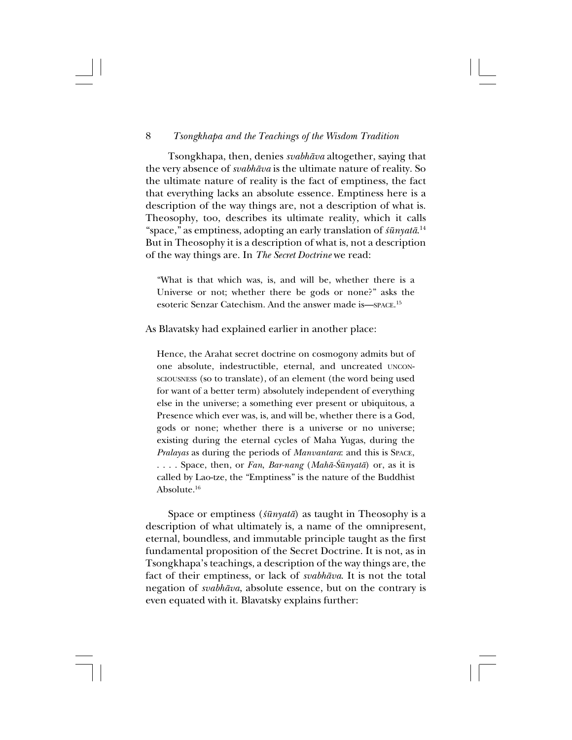Tsongkhapa, then, denies *svabhāva* altogether, saying that the very absence of *svabhāva* is the ultimate nature of reality. So the ultimate nature of reality is the fact of emptiness, the fact that everything lacks an absolute essence. Emptiness here is a description of the way things are, not a description of what is. Theosophy, too, describes its ultimate reality, which it calls "space," as emptiness, adopting an early translation of *śūnyatā*.[14] But in Theosophy it is a description of what is, not a description of the way things are. In *The Secret Doctrine* we read:

> "What is that which was, is, and will be, whether there is a Universe or not; whether there be gods or none?" asks the esoteric Senzar Catechism. And the answer made is—SPACE.[15]

As Blavatsky had explained earlier in another place:

> Hence, the Arahat secret doctrine on cosmogony admits but of one absolute, indestructible, eternal, and uncreated UNCONSCIOUSNESS (so to translate), of an element (the word being used for want of a better term) absolutely independent of everything else in the universe; a something ever present or ubiquitous, a Presence which ever was, is, and will be, whether there is a God, gods or none; whether there is a universe or no universe; existing during the eternal cycles of Maha Yugas, during the *Pralayas* as during the periods of *Manvantara*: and this is SPACE, . . . . Space, then, or *Fan*, *Bar-nang* (*Mahā-Śūnyatā*) or, as it is called by Lao-tze, the "Emptiness" is the nature of the Buddhist Absolute.[16]

Space or emptiness (*śūnyatā*) as taught in Theosophy is a description of what ultimately is, a name of the omnipresent, eternal, boundless, and immutable principle taught as the first fundamental proposition of the Secret Doctrine. It is not, as in Tsongkhapa's teachings, a description of the way things are, the fact of their emptiness, or lack of *svabhāva*. It is not the total negation of *svabhāva*, absolute essence, but on the contrary is even equated with it. Blavatsky explains further: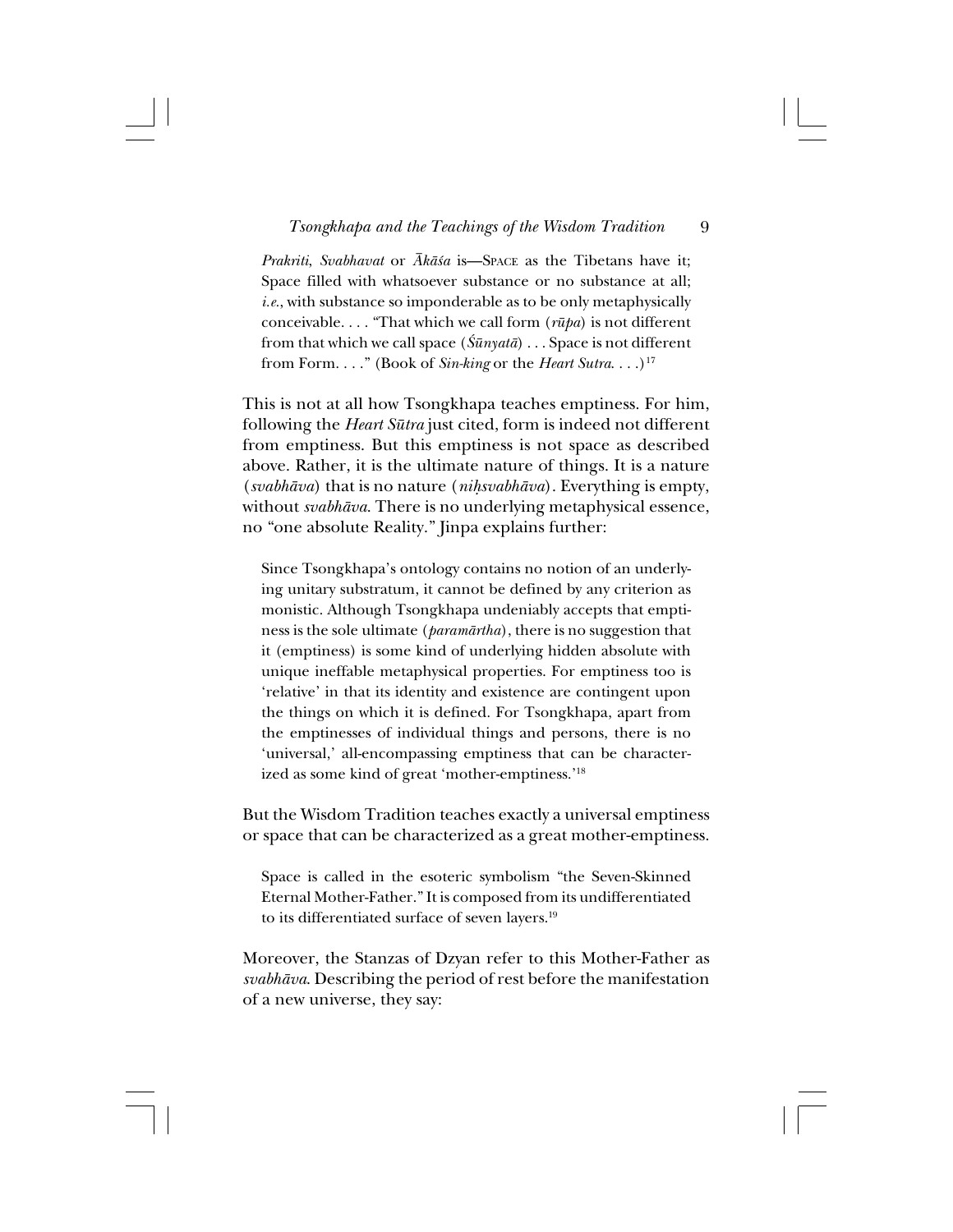*Prakriti, Svabhavat* or *Ākāśa* is—SPACE as the Tibetans have it; Space filled with whatsoever substance or no substance at all; *i.e.*, with substance so imponderable as to be only metaphysically conceivable. . . . "That which we call form (*rūpa*) is not different from that which we call space (*Śūnyatā*) . . . Space is not different from Form. . . ." (Book of *Sin-king* or the *Heart Sutra*. . . .)[17]

This is not at all how Tsongkhapa teaches emptiness. For him, following the *Heart Sūtra* just cited, form is indeed not different from emptiness. But this emptiness is not space as described above. Rather, it is the ultimate nature of things. It is a nature (*svabhāva*) that is no nature (*niḥsvabhāva*). Everything is empty, without *svabhāva*. There is no underlying metaphysical essence, no "one absolute Reality." Jinpa explains further:

> Since Tsongkhapa's ontology contains no notion of an underlying unitary substratum, it cannot be defined by any criterion as monistic. Although Tsongkhapa undeniably accepts that emptiness is the sole ultimate (*paramārtha*), there is no suggestion that it (emptiness) is some kind of underlying hidden absolute with unique ineffable metaphysical properties. For emptiness too is 'relative' in that its identity and existence are contingent upon the things on which it is defined. For Tsongkhapa, apart from the emptinesses of individual things and persons, there is no 'universal,' all-encompassing emptiness that can be characterized as some kind of great 'mother-emptiness.'[18]

But the Wisdom Tradition teaches exactly a universal emptiness or space that can be characterized as a great mother-emptiness.

> Space is called in the esoteric symbolism "the Seven-Skinned Eternal Mother-Father." It is composed from its undifferentiated to its differentiated surface of seven layers.[19]

Moreover, the Stanzas of Dzyan refer to this Mother-Father as *svabhāva*. Describing the period of rest before the manifestation of a new universe, they say: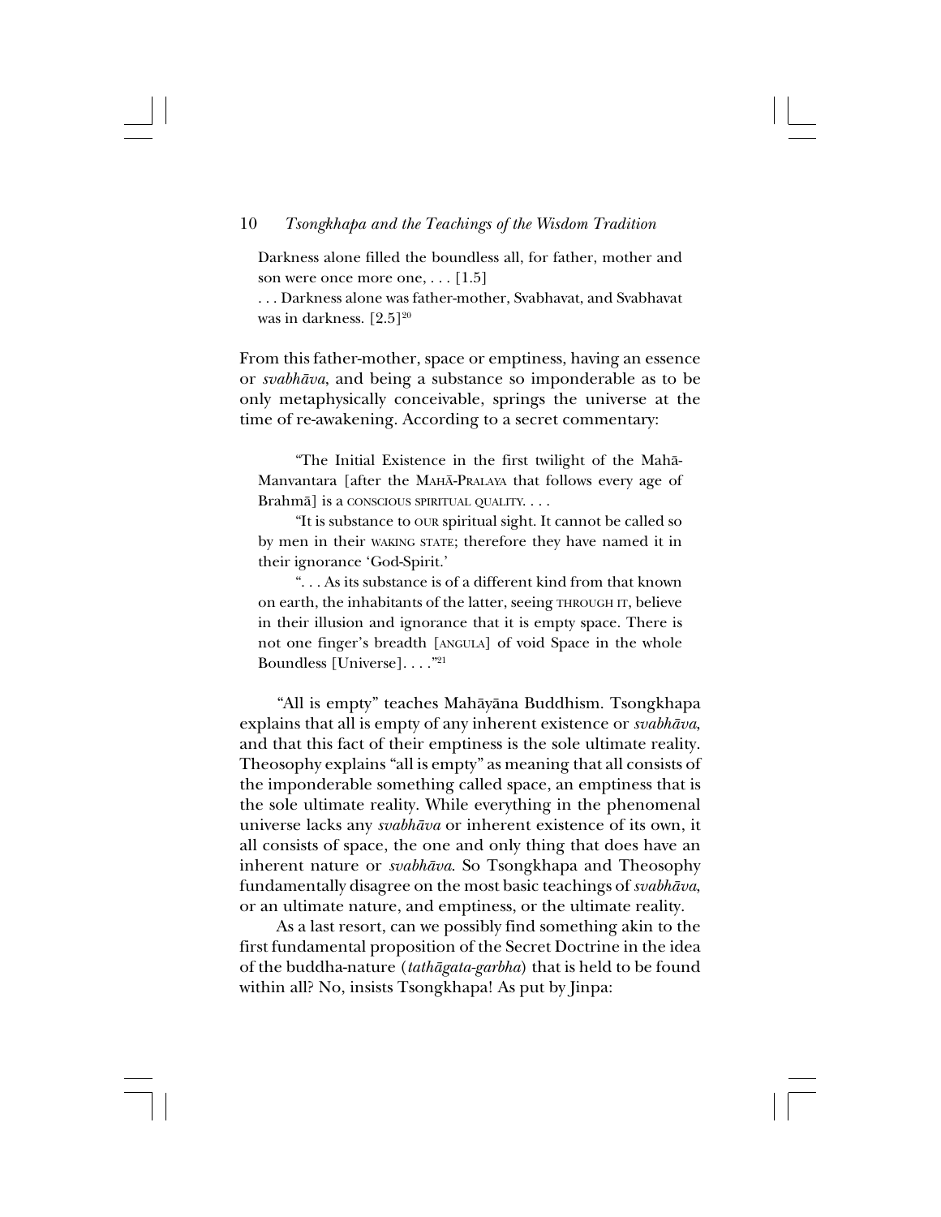> Darkness alone filled the boundless all, for father, mother and son were once more one, . . . [1.5]
>
> . . . Darkness alone was father-mother, Svabhavat, and Svabhavat was in darkness. [2.5][20]

From this father-mother, space or emptiness, having an essence or *svabhāva*, and being a substance so imponderable as to be only metaphysically conceivable, springs the universe at the time of re-awakening. According to a secret commentary:

> "The Initial Existence in the first twilight of the Mahā-Manvantara [after the MAHĀ-PRALAYA that follows every age of Brahmā] is a CONSCIOUS SPIRITUAL QUALITY. . . .
>
> "It is substance to OUR spiritual sight. It cannot be called so by men in their WAKING STATE; therefore they have named it in their ignorance 'God-Spirit.'
>
> ". . . As its substance is of a different kind from that known on earth, the inhabitants of the latter, seeing THROUGH IT, believe in their illusion and ignorance that it is empty space. There is not one finger's breadth [ANGULA] of void Space in the whole Boundless [Universe]. . . ."[21]

"All is empty" teaches Mahāyāna Buddhism. Tsongkhapa explains that all is empty of any inherent existence or *svabhāva*, and that this fact of their emptiness is the sole ultimate reality. Theosophy explains "all is empty" as meaning that all consists of the imponderable something called space, an emptiness that is the sole ultimate reality. While everything in the phenomenal universe lacks any *svabhāva* or inherent existence of its own, it all consists of space, the one and only thing that does have an inherent nature or *svabhāva*. So Tsongkhapa and Theosophy fundamentally disagree on the most basic teachings of *svabhāva*, or an ultimate nature, and emptiness, or the ultimate reality.

As a last resort, can we possibly find something akin to the first fundamental proposition of the Secret Doctrine in the idea of the buddha-nature (*tathāgata-garbha*) that is held to be found within all? No, insists Tsongkhapa! As put by Jinpa: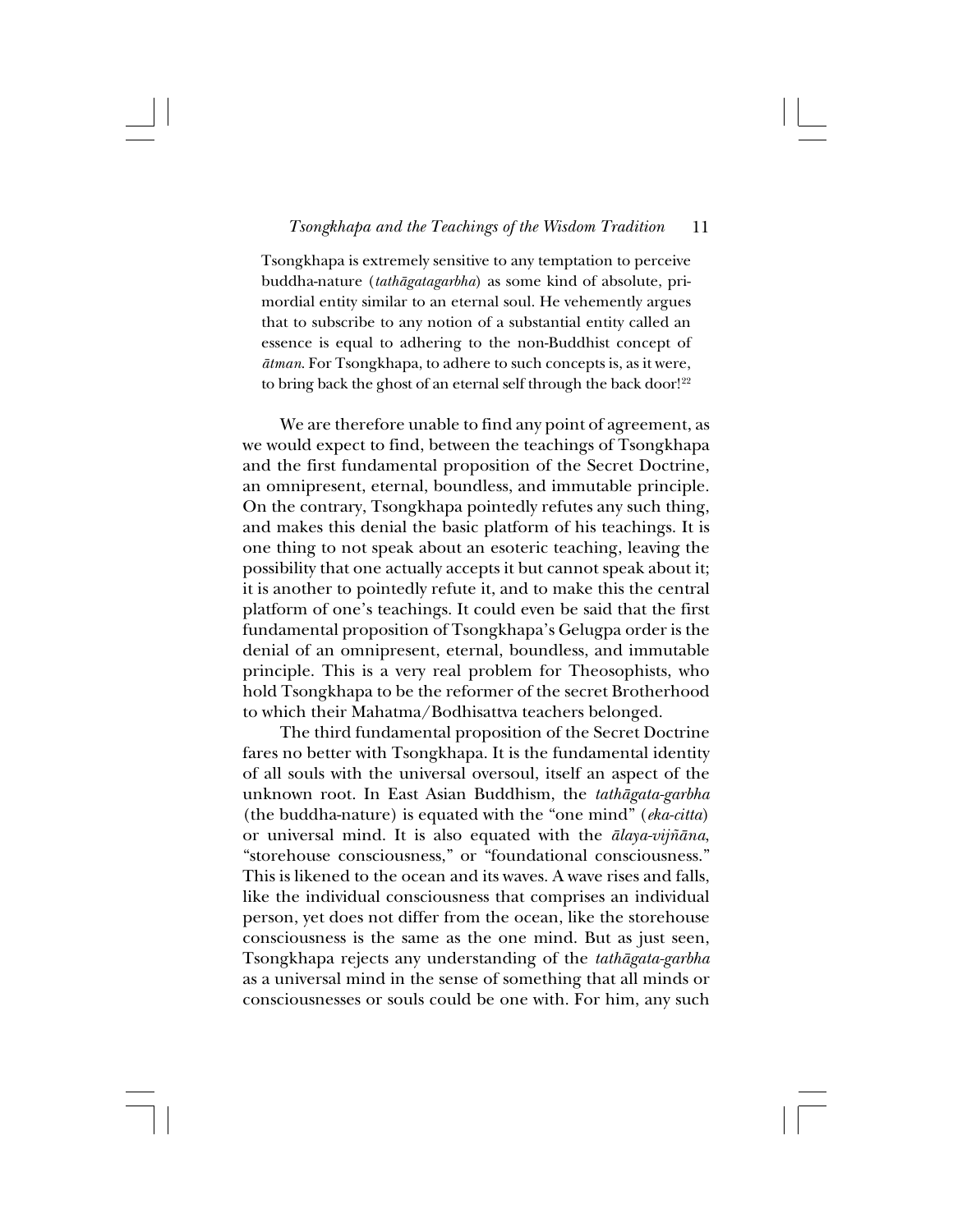> Tsongkhapa is extremely sensitive to any temptation to perceive buddha-nature (*tathāgatagarbha*) as some kind of absolute, primordial entity similar to an eternal soul. He vehemently argues that to subscribe to any notion of a substantial entity called an essence is equal to adhering to the non-Buddhist concept of *ātman*. For Tsongkhapa, to adhere to such concepts is, as it were, to bring back the ghost of an eternal self through the back door![22]

We are therefore unable to find any point of agreement, as we would expect to find, between the teachings of Tsongkhapa and the first fundamental proposition of the Secret Doctrine, an omnipresent, eternal, boundless, and immutable principle. On the contrary, Tsongkhapa pointedly refutes any such thing, and makes this denial the basic platform of his teachings. It is one thing to not speak about an esoteric teaching, leaving the possibility that one actually accepts it but cannot speak about it; it is another to pointedly refute it, and to make this the central platform of one's teachings. It could even be said that the first fundamental proposition of Tsongkhapa's Gelugpa order is the denial of an omnipresent, eternal, boundless, and immutable principle. This is a very real problem for Theosophists, who hold Tsongkhapa to be the reformer of the secret Brotherhood to which their Mahatma/Bodhisattva teachers belonged.

The third fundamental proposition of the Secret Doctrine fares no better with Tsongkhapa. It is the fundamental identity of all souls with the universal oversoul, itself an aspect of the unknown root. In East Asian Buddhism, the *tathāgata-garbha* (the buddha-nature) is equated with the "one mind" (*eka-citta*) or universal mind. It is also equated with the *ālaya-vijñāna*, "storehouse consciousness," or "foundational consciousness." This is likened to the ocean and its waves. A wave rises and falls, like the individual consciousness that comprises an individual person, yet does not differ from the ocean, like the storehouse consciousness is the same as the one mind. But as just seen, Tsongkhapa rejects any understanding of the *tathāgata-garbha* as a universal mind in the sense of something that all minds or consciousnesses or souls could be one with. For him, any such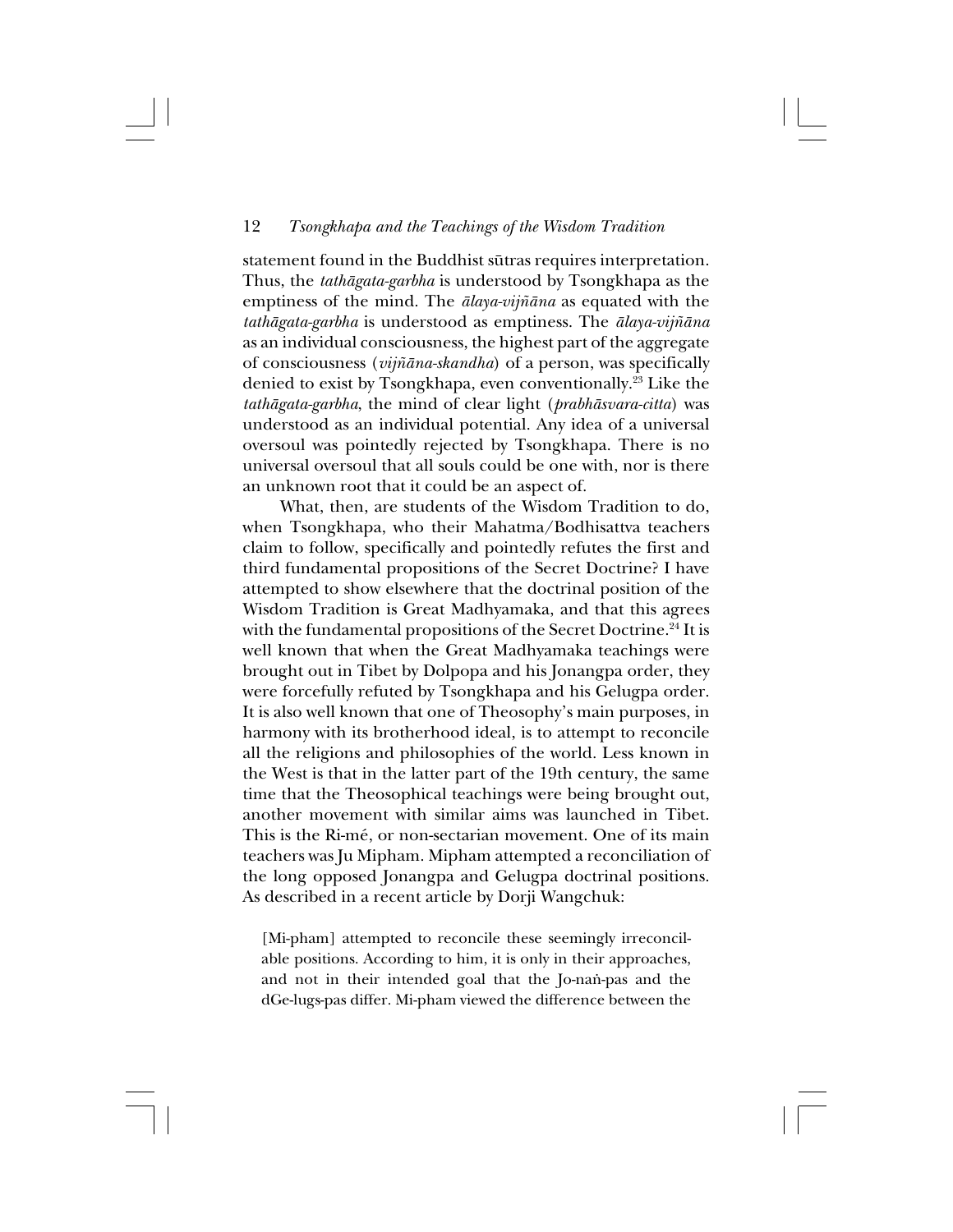statement found in the Buddhist sūtras requires interpretation. Thus, the *tathāgata-garbha* is understood by Tsongkhapa as the emptiness of the mind. The *ālaya-vijñāna* as equated with the *tathāgata-garbha* is understood as emptiness. The *ālaya-vijñāna* as an individual consciousness, the highest part of the aggregate of consciousness (*vijñāna-skandha*) of a person, was specifically denied to exist by Tsongkhapa, even conventionally.[23] Like the *tathāgata-garbha*, the mind of clear light (*prabhāsvara-citta*) was understood as an individual potential. Any idea of a universal oversoul was pointedly rejected by Tsongkhapa. There is no universal oversoul that all souls could be one with, nor is there an unknown root that it could be an aspect of.

What, then, are students of the Wisdom Tradition to do, when Tsongkhapa, who their Mahatma/Bodhisattva teachers claim to follow, specifically and pointedly refutes the first and third fundamental propositions of the Secret Doctrine? I have attempted to show elsewhere that the doctrinal position of the Wisdom Tradition is Great Madhyamaka, and that this agrees with the fundamental propositions of the Secret Doctrine.[24] It is well known that when the Great Madhyamaka teachings were brought out in Tibet by Dolpopa and his Jonangpa order, they were forcefully refuted by Tsongkhapa and his Gelugpa order. It is also well known that one of Theosophy's main purposes, in harmony with its brotherhood ideal, is to attempt to reconcile all the religions and philosophies of the world. Less known in the West is that in the latter part of the 19th century, the same time that the Theosophical teachings were being brought out, another movement with similar aims was launched in Tibet. This is the Ri-mé, or non-sectarian movement. One of its main teachers was Ju Mipham. Mipham attempted a reconciliation of the long opposed Jonangpa and Gelugpa doctrinal positions. As described in a recent article by Dorji Wangchuk:

> [Mi-pham] attempted to reconcile these seemingly irreconcilable positions. According to him, it is only in their approaches, and not in their intended goal that the Jo-naṅ-pas and the dGe-lugs-pas differ. Mi-pham viewed the difference between the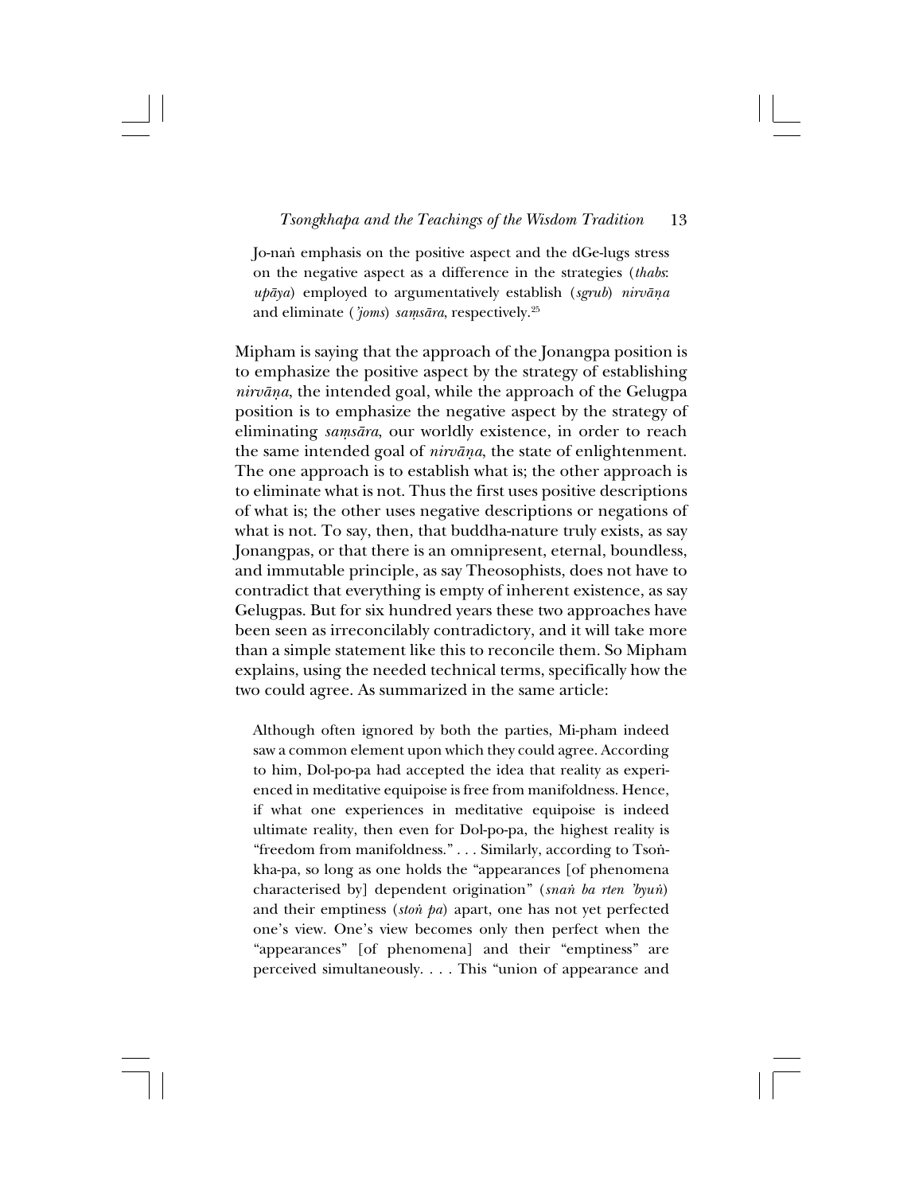> Jo-naṅ emphasis on the positive aspect and the dGe-lugs stress on the negative aspect as a difference in the strategies (*thabs*: *upāya*) employed to argumentatively establish (*sgrub*) *nirvāṇa* and eliminate (*'joms*) *saṃsāra*, respectively.[25]

Mipham is saying that the approach of the Jonangpa position is to emphasize the positive aspect by the strategy of establishing *nirvāṇa*, the intended goal, while the approach of the Gelugpa position is to emphasize the negative aspect by the strategy of eliminating *saṃsāra*, our worldly existence, in order to reach the same intended goal of *nirvāṇa*, the state of enlightenment. The one approach is to establish what is; the other approach is to eliminate what is not. Thus the first uses positive descriptions of what is; the other uses negative descriptions or negations of what is not. To say, then, that buddha-nature truly exists, as say Jonangpas, or that there is an omnipresent, eternal, boundless, and immutable principle, as say Theosophists, does not have to contradict that everything is empty of inherent existence, as say Gelugpas. But for six hundred years these two approaches have been seen as irreconcilably contradictory, and it will take more than a simple statement like this to reconcile them. So Mipham explains, using the needed technical terms, specifically how the two could agree. As summarized in the same article:

> Although often ignored by both the parties, Mi-pham indeed saw a common element upon which they could agree. According to him, Dol-po-pa had accepted the idea that reality as experienced in meditative equipoise is free from manifoldness. Hence, if what one experiences in meditative equipoise is indeed ultimate reality, then even for Dol-po-pa, the highest reality is "freedom from manifoldness." . . . Similarly, according to Tsoṅ-kha-pa, so long as one holds the "appearances [of phenomena characterised by] dependent origination" (*snaṅ ba rten 'byuṅ*) and their emptiness (*stoṅ pa*) apart, one has not yet perfected one's view. One's view becomes only then perfect when the "appearances" [of phenomena] and their "emptiness" are perceived simultaneously. . . . This "union of appearance and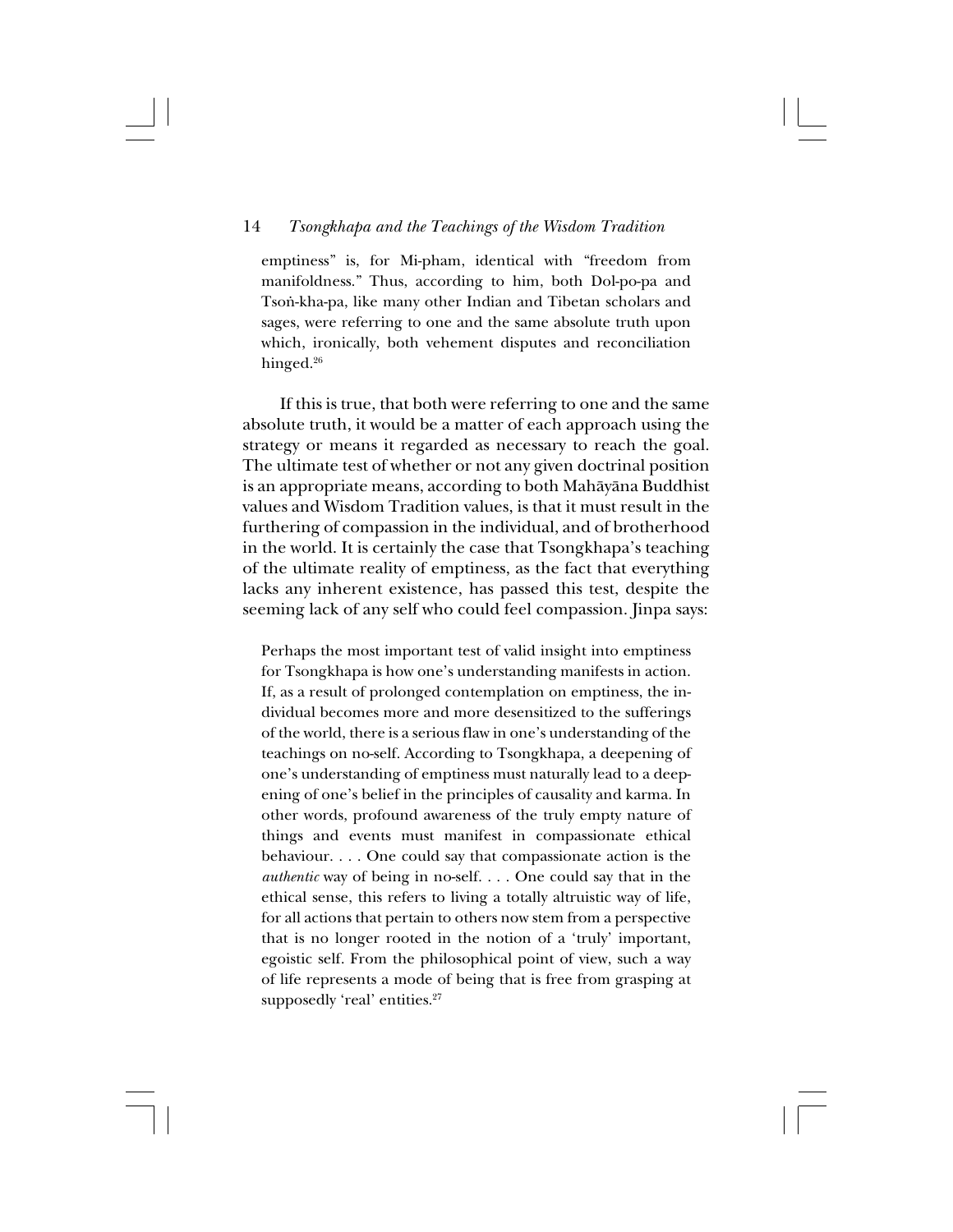emptiness" is, for Mi-pham, identical with "freedom from manifoldness." Thus, according to him, both Dol-po-pa and Tsoṅ-kha-pa, like many other Indian and Tibetan scholars and sages, were referring to one and the same absolute truth upon which, ironically, both vehement disputes and reconciliation hinged.[26]

If this is true, that both were referring to one and the same absolute truth, it would be a matter of each approach using the strategy or means it regarded as necessary to reach the goal. The ultimate test of whether or not any given doctrinal position is an appropriate means, according to both Mahāyāna Buddhist values and Wisdom Tradition values, is that it must result in the furthering of compassion in the individual, and of brotherhood in the world. It is certainly the case that Tsongkhapa's teaching of the ultimate reality of emptiness, as the fact that everything lacks any inherent existence, has passed this test, despite the seeming lack of any self who could feel compassion. Jinpa says:

> Perhaps the most important test of valid insight into emptiness for Tsongkhapa is how one's understanding manifests in action. If, as a result of prolonged contemplation on emptiness, the individual becomes more and more desensitized to the sufferings of the world, there is a serious flaw in one's understanding of the teachings on no-self. According to Tsongkhapa, a deepening of one's understanding of emptiness must naturally lead to a deepening of one's belief in the principles of causality and karma. In other words, profound awareness of the truly empty nature of things and events must manifest in compassionate ethical behaviour. . . . One could say that compassionate action is the *authentic* way of being in no-self. . . . One could say that in the ethical sense, this refers to living a totally altruistic way of life, for all actions that pertain to others now stem from a perspective that is no longer rooted in the notion of a 'truly' important, egoistic self. From the philosophical point of view, such a way of life represents a mode of being that is free from grasping at supposedly 'real' entities.[27]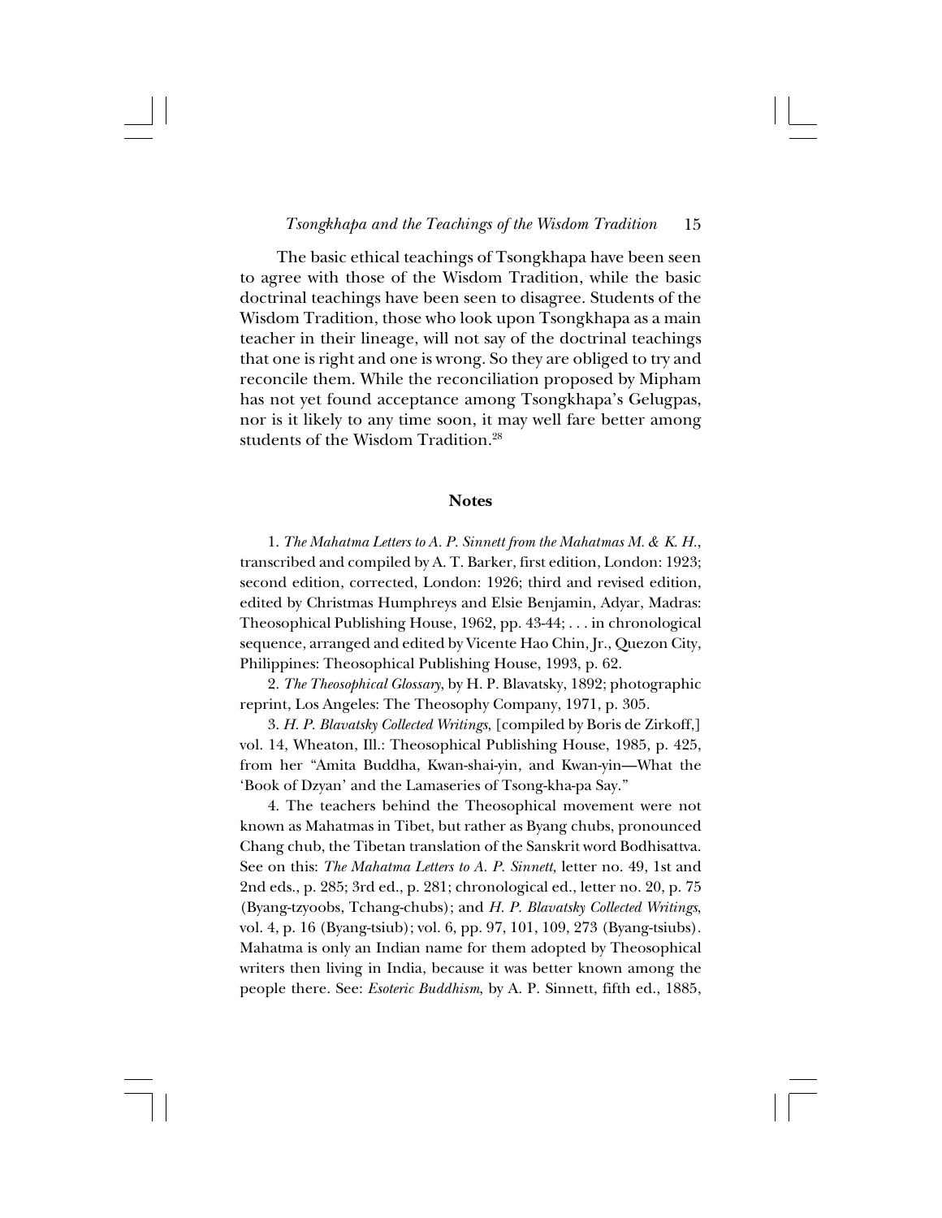The basic ethical teachings of Tsongkhapa have been seen to agree with those of the Wisdom Tradition, while the basic doctrinal teachings have been seen to disagree. Students of the Wisdom Tradition, those who look upon Tsongkhapa as a main teacher in their lineage, will not say of the doctrinal teachings that one is right and one is wrong. So they are obliged to try and reconcile them. While the reconciliation proposed by Mipham has not yet found acceptance among Tsongkhapa's Gelugpas, nor is it likely to any time soon, it may well fare better among students of the Wisdom Tradition.[28]

## Notes

1. *The Mahatma Letters to A. P. Sinnett from the Mahatmas M. & K. H.*, transcribed and compiled by A. T. Barker, first edition, London: 1923; second edition, corrected, London: 1926; third and revised edition, edited by Christmas Humphreys and Elsie Benjamin, Adyar, Madras: Theosophical Publishing House, 1962, pp. 43-44; . . . in chronological sequence, arranged and edited by Vicente Hao Chin, Jr., Quezon City, Philippines: Theosophical Publishing House, 1993, p. 62.

2. *The Theosophical Glossary*, by H. P. Blavatsky, 1892; photographic reprint, Los Angeles: The Theosophy Company, 1971, p. 305.

3. *H. P. Blavatsky Collected Writings*, [compiled by Boris de Zirkoff,] vol. 14, Wheaton, Ill.: Theosophical Publishing House, 1985, p. 425, from her "Amita Buddha, Kwan-shai-yin, and Kwan-yin—What the 'Book of Dzyan' and the Lamaseries of Tsong-kha-pa Say."

4. The teachers behind the Theosophical movement were not known as Mahatmas in Tibet, but rather as Byang chubs, pronounced Chang chub, the Tibetan translation of the Sanskrit word Bodhisattva. See on this: *The Mahatma Letters to A. P. Sinnett,* letter no. 49, 1st and 2nd eds., p. 285; 3rd ed., p. 281; chronological ed., letter no. 20, p. 75 (Byang-tzyoobs, Tchang-chubs); and *H. P. Blavatsky Collected Writings*, vol. 4, p. 16 (Byang-tsiub); vol. 6, pp. 97, 101, 109, 273 (Byang-tsiubs). Mahatma is only an Indian name for them adopted by Theosophical writers then living in India, because it was better known among the people there. See: *Esoteric Buddhism*, by A. P. Sinnett, fifth ed., 1885,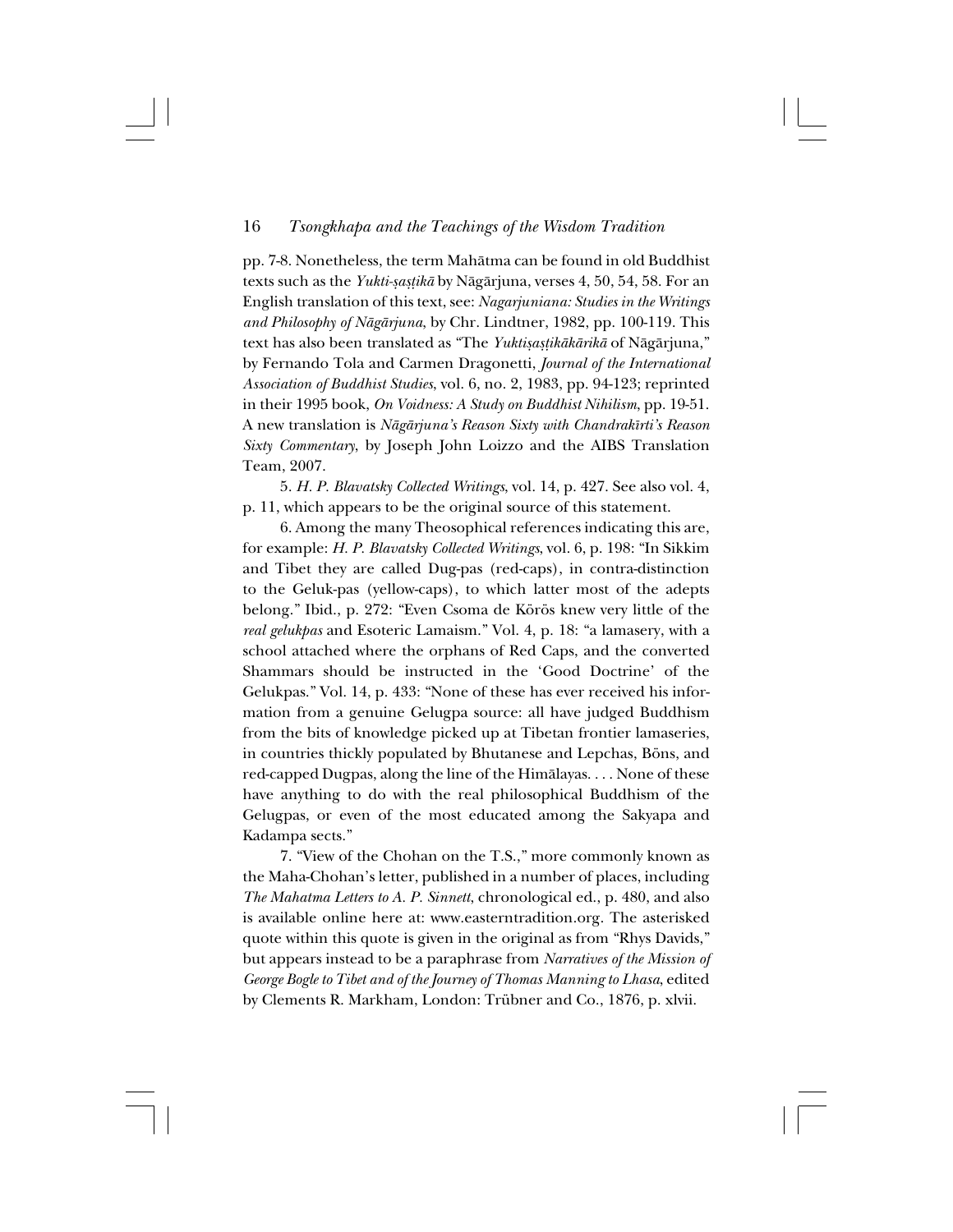pp. 7-8. Nonetheless, the term Mahātma can be found in old Buddhist texts such as the *Yukti-ṣaṣṭikā* by Nāgārjuna, verses 4, 50, 54, 58. For an English translation of this text, see: *Nagarjuniana: Studies in the Writings and Philosophy of Nāgārjuna*, by Chr. Lindtner, 1982, pp. 100-119. This text has also been translated as "The *Yuktiṣaṣṭikākārikā* of Nāgārjuna," by Fernando Tola and Carmen Dragonetti, *Journal of the International Association of Buddhist Studies*, vol. 6, no. 2, 1983, pp. 94-123; reprinted in their 1995 book, *On Voidness: A Study on Buddhist Nihilism*, pp. 19-51. A new translation is *Nāgārjuna's Reason Sixty with Chandrakīrti's Reason Sixty Commentary*, by Joseph John Loizzo and the AIBS Translation Team, 2007.

5. *H. P. Blavatsky Collected Writings*, vol. 14, p. 427. See also vol. 4, p. 11, which appears to be the original source of this statement.

6. Among the many Theosophical references indicating this are, for example: *H. P. Blavatsky Collected Writings*, vol. 6, p. 198: "In Sikkim and Tibet they are called Dug-pas (red-caps), in contra-distinction to the Geluk-pas (yellow-caps), to which latter most of the adepts belong." Ibid., p. 272: "Even Csoma de Körös knew very little of the *real gelukpas* and Esoteric Lamaism." Vol. 4, p. 18: "a lamasery, with a school attached where the orphans of Red Caps, and the converted Shammars should be instructed in the 'Good Doctrine' of the Gelukpas." Vol. 14, p. 433: "None of these has ever received his information from a genuine Gelugpa source: all have judged Buddhism from the bits of knowledge picked up at Tibetan frontier lamaseries, in countries thickly populated by Bhutanese and Lepchas, Böns, and red-capped Dugpas, along the line of the Himālayas. . . . None of these have anything to do with the real philosophical Buddhism of the Gelugpas, or even of the most educated among the Sakyapa and Kadampa sects."

7. "View of the Chohan on the T.S.," more commonly known as the Maha-Chohan's letter, published in a number of places, including *The Mahatma Letters to A. P. Sinnett*, chronological ed., p. 480, and also is available online here at: www.easterntradition.org. The asterisked quote within this quote is given in the original as from "Rhys Davids," but appears instead to be a paraphrase from *Narratives of the Mission of George Bogle to Tibet and of the Journey of Thomas Manning to Lhasa*, edited by Clements R. Markham, London: Trübner and Co., 1876, p. xlvii.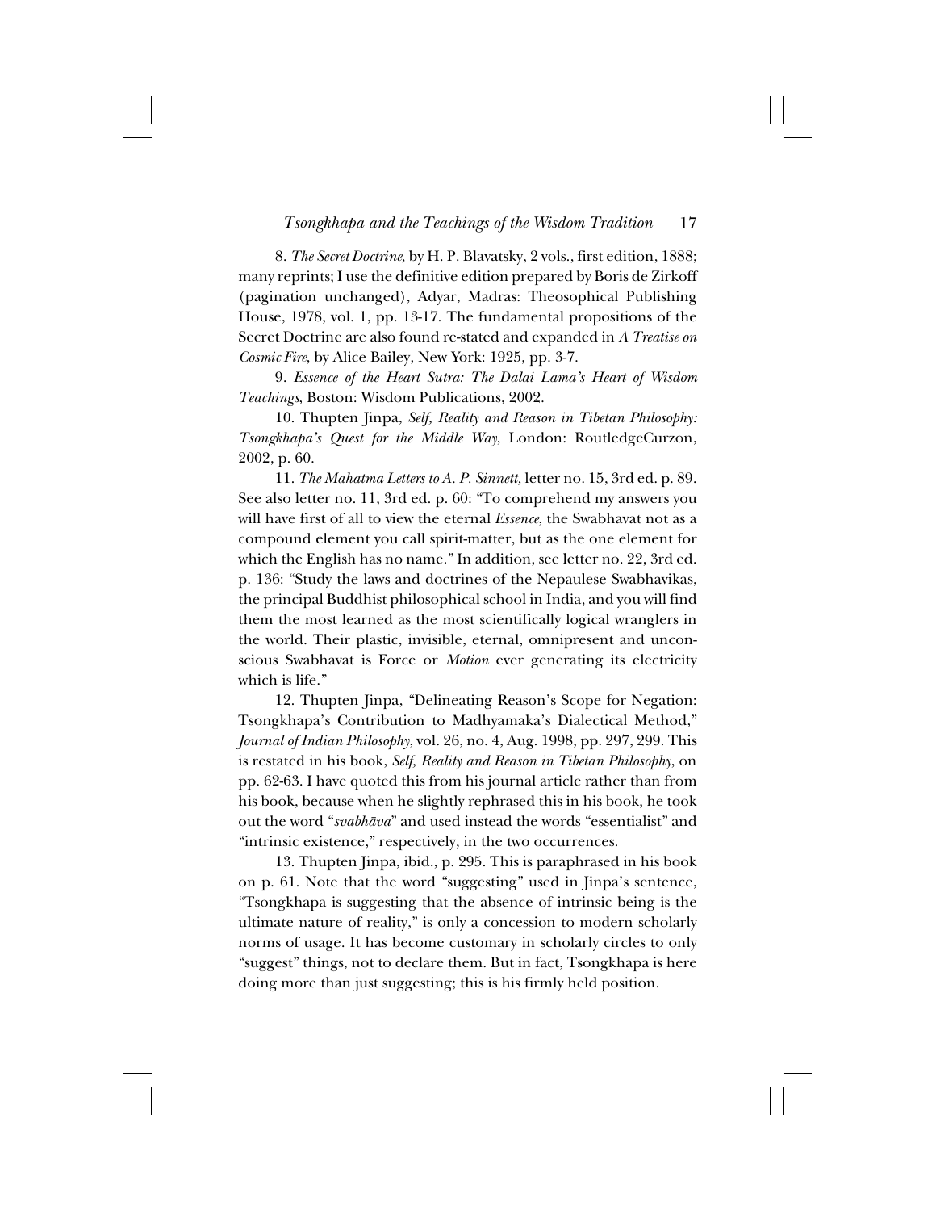8. *The Secret Doctrine*, by H. P. Blavatsky, 2 vols., first edition, 1888; many reprints; I use the definitive edition prepared by Boris de Zirkoff (pagination unchanged), Adyar, Madras: Theosophical Publishing House, 1978, vol. 1, pp. 13-17. The fundamental propositions of the Secret Doctrine are also found re-stated and expanded in *A Treatise on Cosmic Fire*, by Alice Bailey, New York: 1925, pp. 3-7.

9. *Essence of the Heart Sutra: The Dalai Lama's Heart of Wisdom Teachings*, Boston: Wisdom Publications, 2002.

10. Thupten Jinpa, *Self, Reality and Reason in Tibetan Philosophy: Tsongkhapa's Quest for the Middle Way*, London: RoutledgeCurzon, 2002, p. 60.

11. *The Mahatma Letters to A. P. Sinnett*, letter no. 15, 3rd ed. p. 89. See also letter no. 11, 3rd ed. p. 60: "To comprehend my answers you will have first of all to view the eternal *Essence*, the Swabhavat not as a compound element you call spirit-matter, but as the one element for which the English has no name." In addition, see letter no. 22, 3rd ed. p. 136: "Study the laws and doctrines of the Nepaulese Swabhavikas, the principal Buddhist philosophical school in India, and you will find them the most learned as the most scientifically logical wranglers in the world. Their plastic, invisible, eternal, omnipresent and unconscious Swabhavat is Force or *Motion* ever generating its electricity which is life."

12. Thupten Jinpa, "Delineating Reason's Scope for Negation: Tsongkhapa's Contribution to Madhyamaka's Dialectical Method," *Journal of Indian Philosophy*, vol. 26, no. 4, Aug. 1998, pp. 297, 299. This is restated in his book, *Self, Reality and Reason in Tibetan Philosophy*, on pp. 62-63. I have quoted this from his journal article rather than from his book, because when he slightly rephrased this in his book, he took out the word "*svabhāva*" and used instead the words "essentialist" and "intrinsic existence," respectively, in the two occurrences.

13. Thupten Jinpa, ibid., p. 295. This is paraphrased in his book on p. 61. Note that the word "suggesting" used in Jinpa's sentence, "Tsongkhapa is suggesting that the absence of intrinsic being is the ultimate nature of reality," is only a concession to modern scholarly norms of usage. It has become customary in scholarly circles to only "suggest" things, not to declare them. But in fact, Tsongkhapa is here doing more than just suggesting; this is his firmly held position.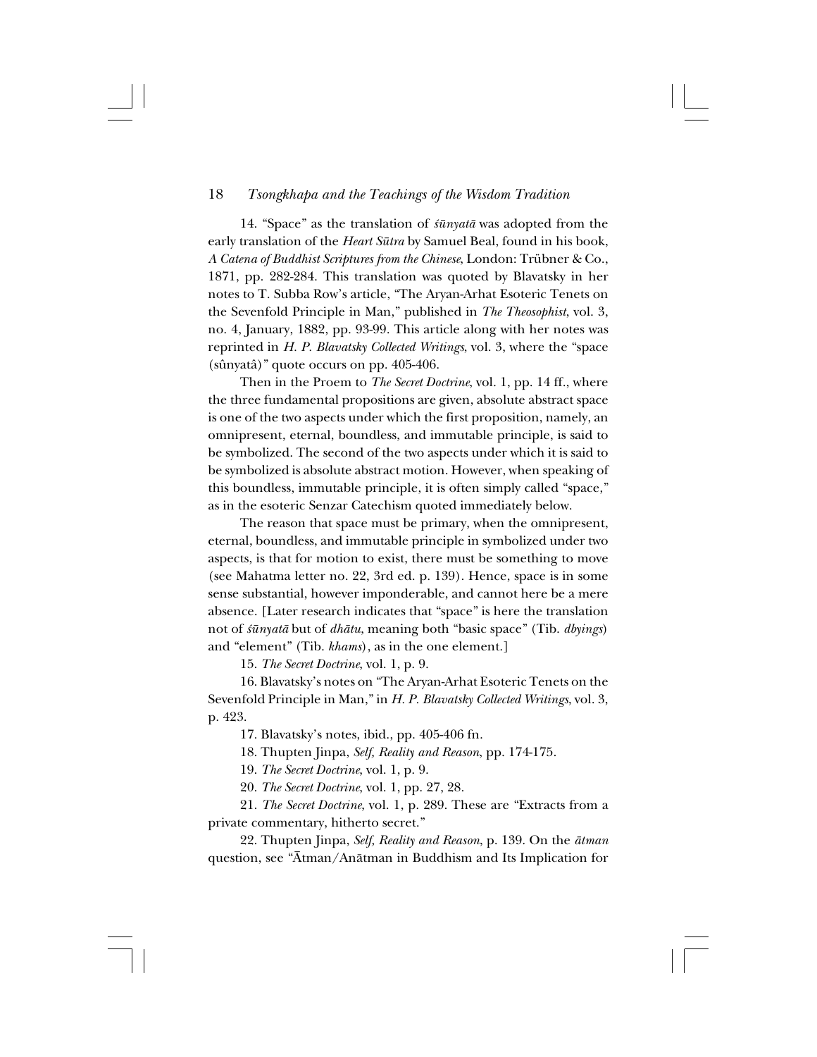14. "Space" as the translation of *śūnyatā* was adopted from the early translation of the *Heart Sūtra* by Samuel Beal, found in his book, *A Catena of Buddhist Scriptures from the Chinese*, London: Trübner & Co., 1871, pp. 282-284. This translation was quoted by Blavatsky in her notes to T. Subba Row's article, "The Aryan-Arhat Esoteric Tenets on the Sevenfold Principle in Man," published in *The Theosophist*, vol. 3, no. 4, January, 1882, pp. 93-99. This article along with her notes was reprinted in *H. P. Blavatsky Collected Writings*, vol. 3, where the "space (sûnyatâ)" quote occurs on pp. 405-406.

Then in the Proem to *The Secret Doctrine*, vol. 1, pp. 14 ff., where the three fundamental propositions are given, absolute abstract space is one of the two aspects under which the first proposition, namely, an omnipresent, eternal, boundless, and immutable principle, is said to be symbolized. The second of the two aspects under which it is said to be symbolized is absolute abstract motion. However, when speaking of this boundless, immutable principle, it is often simply called "space," as in the esoteric Senzar Catechism quoted immediately below.

The reason that space must be primary, when the omnipresent, eternal, boundless, and immutable principle in symbolized under two aspects, is that for motion to exist, there must be something to move (see Mahatma letter no. 22, 3rd ed. p. 139). Hence, space is in some sense substantial, however imponderable, and cannot here be a mere absence. [Later research indicates that "space" is here the translation not of *śūnyatā* but of *dhātu*, meaning both "basic space" (Tib. *dbyings*) and "element" (Tib. *khams*), as in the one element.]

15. *The Secret Doctrine*, vol. 1, p. 9.

16. Blavatsky's notes on "The Aryan-Arhat Esoteric Tenets on the Sevenfold Principle in Man," in *H. P. Blavatsky Collected Writings*, vol. 3, p. 423.

17. Blavatsky's notes, ibid., pp. 405-406 fn.

18. Thupten Jinpa, *Self, Reality and Reason*, pp. 174-175.

19. *The Secret Doctrine*, vol. 1, p. 9.

20. *The Secret Doctrine*, vol. 1, pp. 27, 28.

21. *The Secret Doctrine*, vol. 1, p. 289. These are "Extracts from a private commentary, hitherto secret."

22. Thupten Jinpa, *Self, Reality and Reason*, p. 139. On the *ātman* question, see "Ātman/Anātman in Buddhism and Its Implication for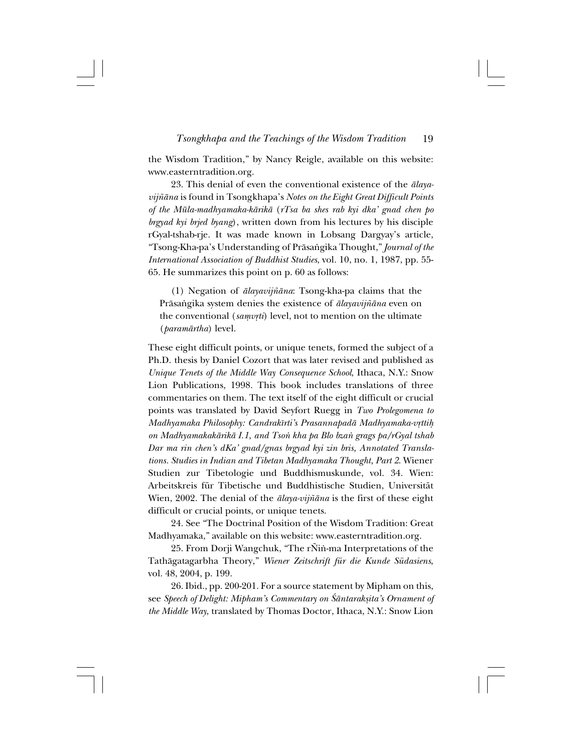the Wisdom Tradition," by Nancy Reigle, available on this website: www.easterntradition.org.

23. This denial of even the conventional existence of the *ālaya-vijñāna* is found in Tsongkhapa's *Notes on the Eight Great Difficult Points of the Mūla-madhyamaka-kārikā* (*rTsa ba shes rab kyi dka' gnad chen po brgyad kyi brjed byang*), written down from his lectures by his disciple rGyal-tshab-rje. It was made known in Lobsang Dargyay's article, "Tsong-Kha-pa's Understanding of Prāsaṅgika Thought," *Journal of the International Association of Buddhist Studies*, vol. 10, no. 1, 1987, pp. 55-65. He summarizes this point on p. 60 as follows:

> (1) Negation of *ālayavijñāna*: Tsong-kha-pa claims that the Prāsaṅgika system denies the existence of *ālayavijñāna* even on the conventional (*saṃvṛti*) level, not to mention on the ultimate (*paramārtha*) level.

These eight difficult points, or unique tenets, formed the subject of a Ph.D. thesis by Daniel Cozort that was later revised and published as *Unique Tenets of the Middle Way Consequence School*, Ithaca, N.Y.: Snow Lion Publications, 1998. This book includes translations of three commentaries on them. The text itself of the eight difficult or crucial points was translated by David Seyfort Ruegg in *Two Prolegomena to Madhyamaka Philosophy: Candrakīrti's Prasannapadā Madhyamaka-vṛttiḥ on Madhyamakakārikā I.1, and Tsoṅ kha pa Blo bzaṅ grags pa/rGyal tshab Dar ma rin chen's dKa' gnad/gnas brgyad kyi zin bris, Annotated Translations. Studies in Indian and Tibetan Madhyamaka Thought, Part 2.* Wiener Studien zur Tibetologie und Buddhismuskunde, vol. 34. Wien: Arbeitskreis für Tibetische und Buddhistische Studien, Universität Wien, 2002. The denial of the *ālaya-vijñāna* is the first of these eight difficult or crucial points, or unique tenets.

24. See "The Doctrinal Position of the Wisdom Tradition: Great Madhyamaka," available on this website: www.easterntradition.org.

25. From Dorji Wangchuk, "The rÑiṅ-ma Interpretations of the Tathāgatagarbha Theory," *Wiener Zeitschrift für die Kunde Südasiens*, vol. 48, 2004, p. 199.

26. Ibid., pp. 200-201. For a source statement by Mipham on this, see *Speech of Delight: Mipham's Commentary on Śāntarakṣita's Ornament of the Middle Way*, translated by Thomas Doctor, Ithaca, N.Y.: Snow Lion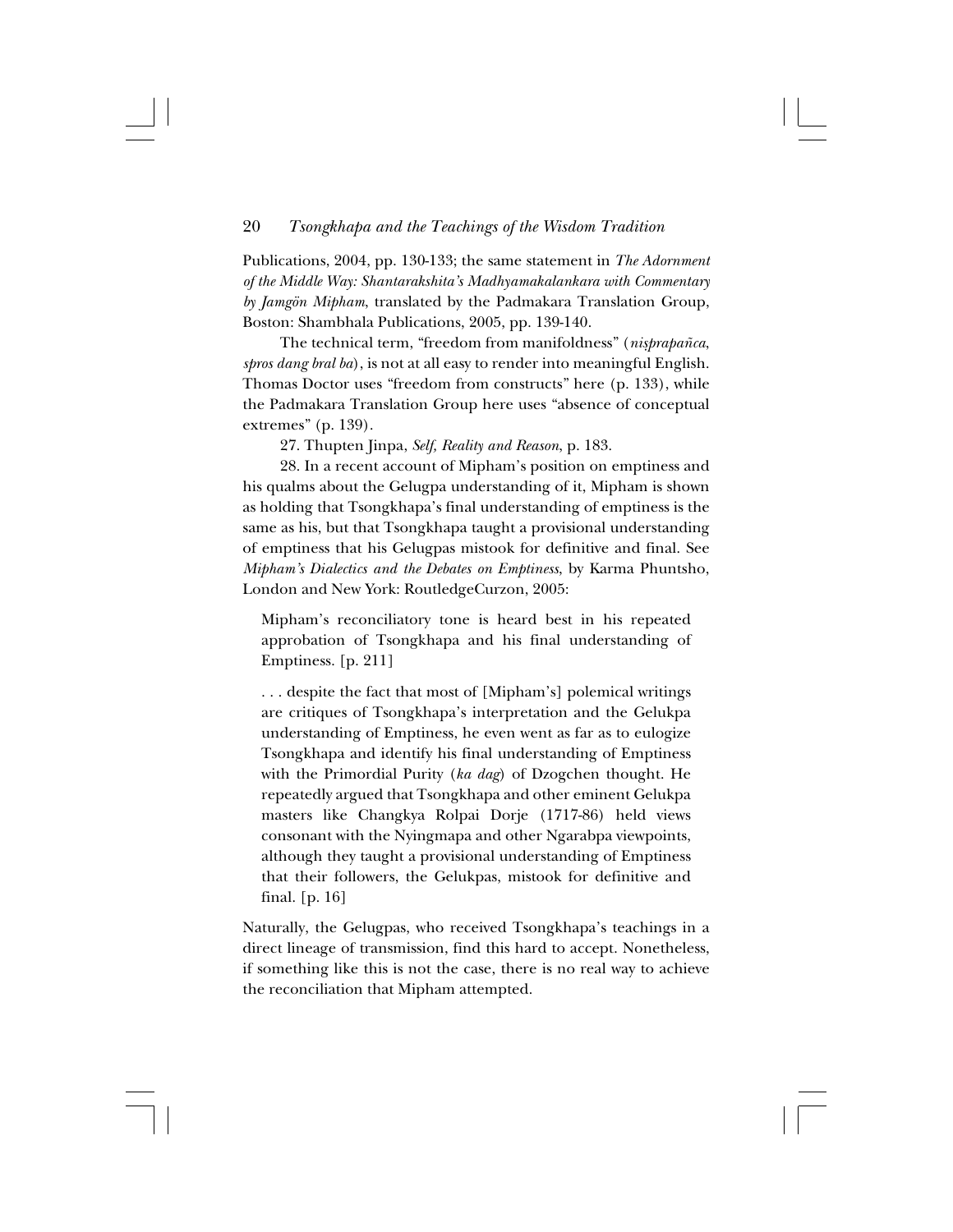Publications, 2004, pp. 130-133; the same statement in *The Adornment of the Middle Way: Shantarakshita's Madhyamakalankara with Commentary by Jamgön Mipham*, translated by the Padmakara Translation Group, Boston: Shambhala Publications, 2005, pp. 139-140.

The technical term, "freedom from manifoldness" (*niṣprapañca*, *spros dang bral ba*), is not at all easy to render into meaningful English. Thomas Doctor uses "freedom from constructs" here (p. 133), while the Padmakara Translation Group here uses "absence of conceptual extremes" (p. 139).

27. Thupten Jinpa, *Self, Reality and Reason*, p. 183.

28. In a recent account of Mipham's position on emptiness and his qualms about the Gelugpa understanding of it, Mipham is shown as holding that Tsongkhapa's final understanding of emptiness is the same as his, but that Tsongkhapa taught a provisional understanding of emptiness that his Gelugpas mistook for definitive and final. See *Mipham's Dialectics and the Debates on Emptiness*, by Karma Phuntsho, London and New York: RoutledgeCurzon, 2005:

> Mipham's reconciliatory tone is heard best in his repeated approbation of Tsongkhapa and his final understanding of Emptiness. [p. 211]
>
> . . . despite the fact that most of [Mipham's] polemical writings are critiques of Tsongkhapa's interpretation and the Gelukpa understanding of Emptiness, he even went as far as to eulogize Tsongkhapa and identify his final understanding of Emptiness with the Primordial Purity (*ka dag*) of Dzogchen thought. He repeatedly argued that Tsongkhapa and other eminent Gelukpa masters like Changkya Rolpai Dorje (1717-86) held views consonant with the Nyingmapa and other Ngarabpa viewpoints, although they taught a provisional understanding of Emptiness that their followers, the Gelukpas, mistook for definitive and final. [p. 16]

Naturally, the Gelugpas, who received Tsongkhapa's teachings in a direct lineage of transmission, find this hard to accept. Nonetheless, if something like this is not the case, there is no real way to achieve the reconciliation that Mipham attempted.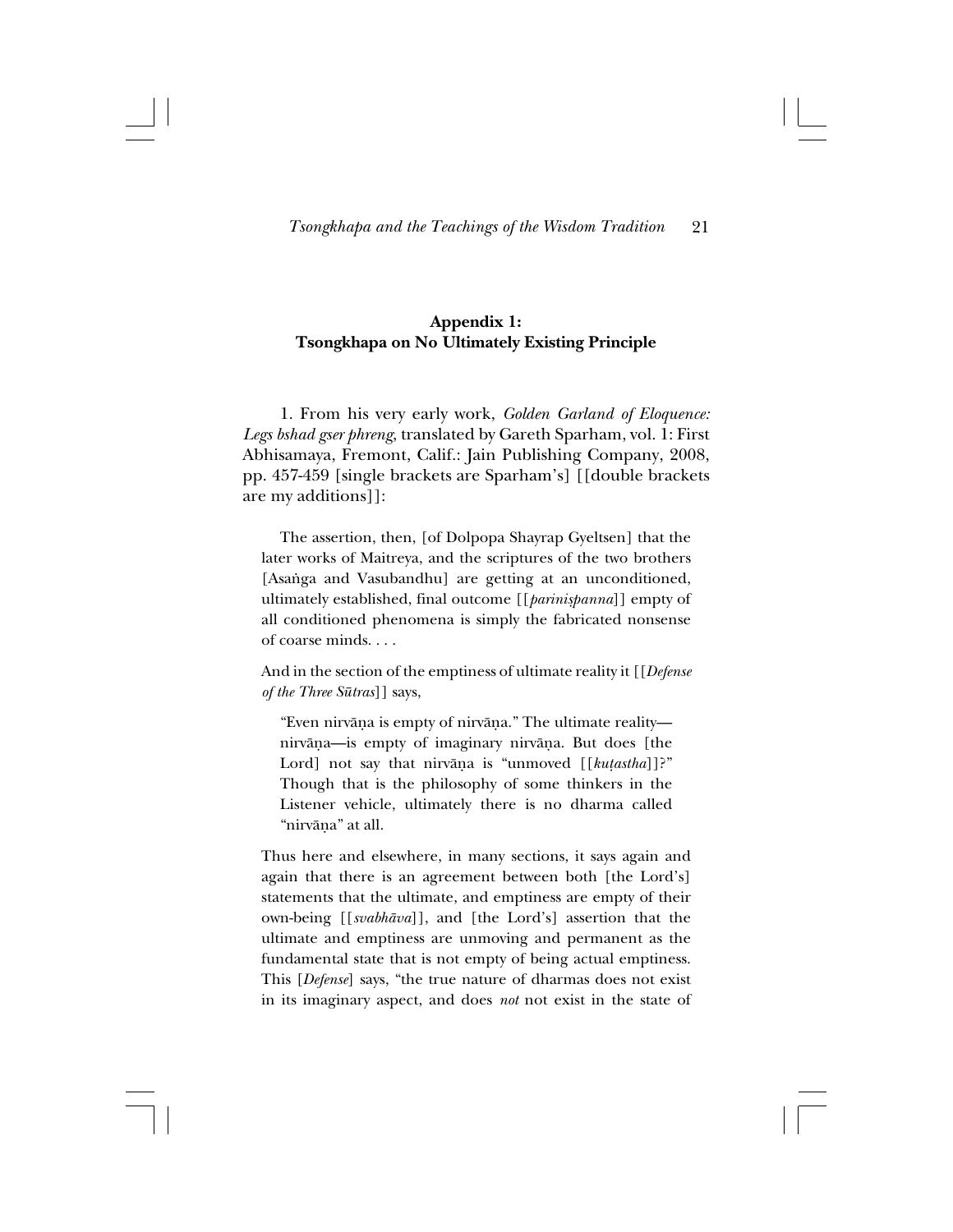## Appendix 1: Tsongkhapa on No Ultimately Existing Principle

1. From his very early work, *Golden Garland of Eloquence: Legs bshad gser phreng*, translated by Gareth Sparham, vol. 1: First Abhisamaya, Fremont, Calif.: Jain Publishing Company, 2008, pp. 457-459 [single brackets are Sparham's] [[double brackets are my additions]]:

> The assertion, then, [of Dolpopa Shayrap Gyeltsen] that the later works of Maitreya, and the scriptures of the two brothers [Asaṅga and Vasubandhu] are getting at an unconditioned, ultimately established, final outcome [[*pariniṣpanna*]] empty of all conditioned phenomena is simply the fabricated nonsense of coarse minds. . . .
>
> And in the section of the emptiness of ultimate reality it [[*Defense of the Three Sūtras*]] says,
>
> > "Even nirvāṇa is empty of nirvāṇa." The ultimate reality—nirvāṇa—is empty of imaginary nirvāṇa. But does [the Lord] not say that nirvāṇa is "unmoved [[*kuṭastha*]]?" Though that is the philosophy of some thinkers in the Listener vehicle, ultimately there is no dharma called "nirvāṇa" at all.
>
> Thus here and elsewhere, in many sections, it says again and again that there is an agreement between both [the Lord's] statements that the ultimate, and emptiness are empty of their own-being [[*svabhāva*]], and [the Lord's] assertion that the ultimate and emptiness are unmoving and permanent as the fundamental state that is not empty of being actual emptiness. This [*Defense*] says, "the true nature of dharmas does not exist in its imaginary aspect, and does *not* not exist in the state of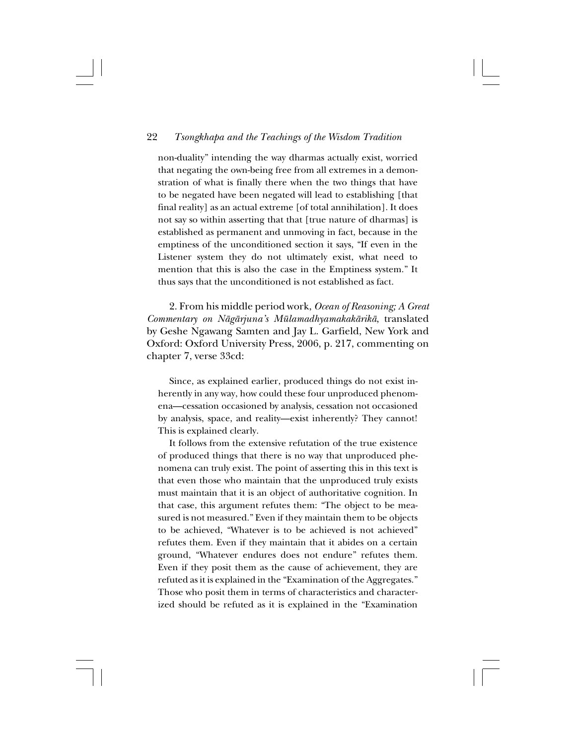non-duality" intending the way dharmas actually exist, worried that negating the own-being free from all extremes in a demonstration of what is finally there when the two things that have to be negated have been negated will lead to establishing [that final reality] as an actual extreme [of total annihilation]. It does not say so within asserting that that [true nature of dharmas] is established as permanent and unmoving in fact, because in the emptiness of the unconditioned section it says, "If even in the Listener system they do not ultimately exist, what need to mention that this is also the case in the Emptiness system." It thus says that the unconditioned is not established as fact.

2. From his middle period work, *Ocean of Reasoning; A Great Commentary on Nāgārjuna's Mūlamadhyamakakārikā*, translated by Geshe Ngawang Samten and Jay L. Garfield, New York and Oxford: Oxford University Press, 2006, p. 217, commenting on chapter 7, verse 33cd:

> Since, as explained earlier, produced things do not exist inherently in any way, how could these four unproduced phenomena—cessation occasioned by analysis, cessation not occasioned by analysis, space, and reality—exist inherently? They cannot! This is explained clearly.
>
> It follows from the extensive refutation of the true existence of produced things that there is no way that unproduced phenomena can truly exist. The point of asserting this in this text is that even those who maintain that the unproduced truly exists must maintain that it is an object of authoritative cognition. In that case, this argument refutes them: "The object to be measured is not measured." Even if they maintain them to be objects to be achieved, "Whatever is to be achieved is not achieved" refutes them. Even if they maintain that it abides on a certain ground, "Whatever endures does not endure" refutes them. Even if they posit them as the cause of achievement, they are refuted as it is explained in the "Examination of the Aggregates." Those who posit them in terms of characteristics and characterized should be refuted as it is explained in the "Examination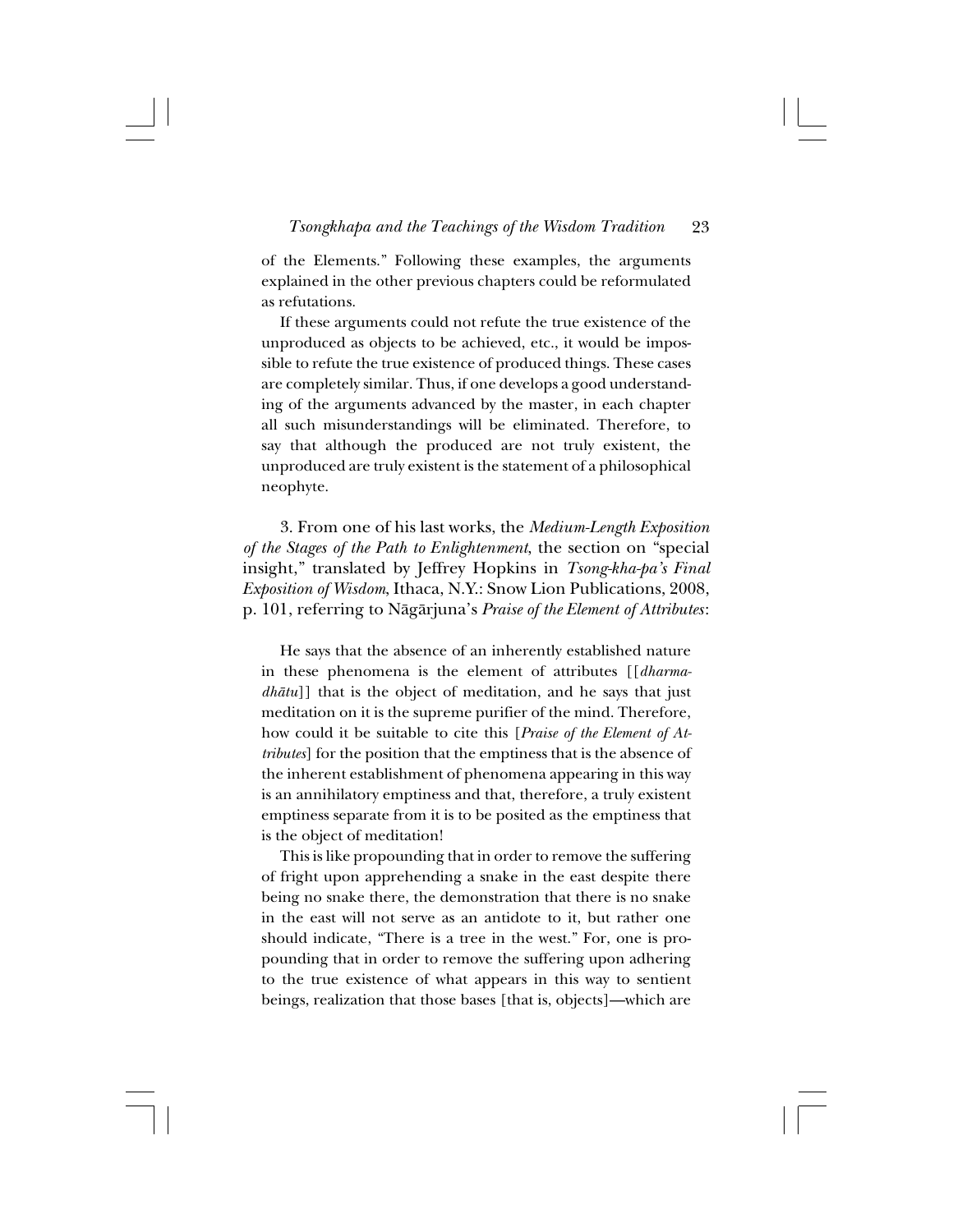of the Elements." Following these examples, the arguments explained in the other previous chapters could be reformulated as refutations.

If these arguments could not refute the true existence of the unproduced as objects to be achieved, etc., it would be impossible to refute the true existence of produced things. These cases are completely similar. Thus, if one develops a good understanding of the arguments advanced by the master, in each chapter all such misunderstandings will be eliminated. Therefore, to say that although the produced are not truly existent, the unproduced are truly existent is the statement of a philosophical neophyte.

3. From one of his last works, the *Medium-Length Exposition of the Stages of the Path to Enlightenment*, the section on "special insight," translated by Jeffrey Hopkins in *Tsong-kha-pa's Final Exposition of Wisdom*, Ithaca, N.Y.: Snow Lion Publications, 2008, p. 101, referring to Nāgārjuna's *Praise of the Element of Attributes*:

> He says that the absence of an inherently established nature in these phenomena is the element of attributes [[*dharma-dhātu*]] that is the object of meditation, and he says that just meditation on it is the supreme purifier of the mind. Therefore, how could it be suitable to cite this [*Praise of the Element of Attributes*] for the position that the emptiness that is the absence of the inherent establishment of phenomena appearing in this way is an annihilatory emptiness and that, therefore, a truly existent emptiness separate from it is to be posited as the emptiness that is the object of meditation!
>
> This is like propounding that in order to remove the suffering of fright upon apprehending a snake in the east despite there being no snake there, the demonstration that there is no snake in the east will not serve as an antidote to it, but rather one should indicate, "There is a tree in the west." For, one is propounding that in order to remove the suffering upon adhering to the true existence of what appears in this way to sentient beings, realization that those bases [that is, objects]—which are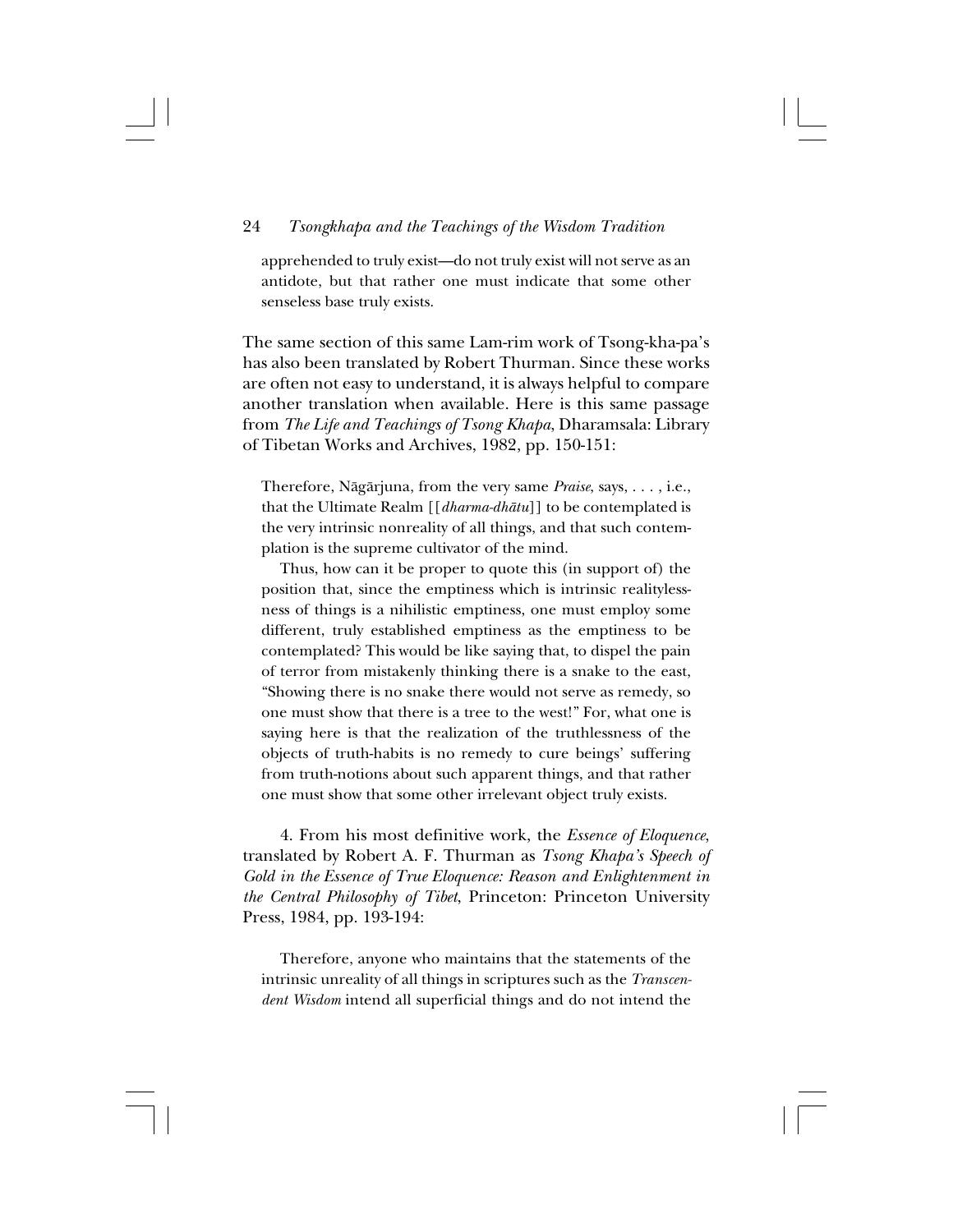apprehended to truly exist—do not truly exist will not serve as an antidote, but that rather one must indicate that some other senseless base truly exists.

The same section of this same Lam-rim work of Tsong-kha-pa's has also been translated by Robert Thurman. Since these works are often not easy to understand, it is always helpful to compare another translation when available. Here is this same passage from *The Life and Teachings of Tsong Khapa*, Dharamsala: Library of Tibetan Works and Archives, 1982, pp. 150-151:

> Therefore, Nāgārjuna, from the very same *Praise*, says, . . . , i.e., that the Ultimate Realm [[*dharma-dhātu*]] to be contemplated is the very intrinsic nonreality of all things, and that such contemplation is the supreme cultivator of the mind.
>
> Thus, how can it be proper to quote this (in support of) the position that, since the emptiness which is intrinsic realitylessness of things is a nihilistic emptiness, one must employ some different, truly established emptiness as the emptiness to be contemplated? This would be like saying that, to dispel the pain of terror from mistakenly thinking there is a snake to the east, "Showing there is no snake there would not serve as remedy, so one must show that there is a tree to the west!" For, what one is saying here is that the realization of the truthlessness of the objects of truth-habits is no remedy to cure beings' suffering from truth-notions about such apparent things, and that rather one must show that some other irrelevant object truly exists.

4. From his most definitive work, the *Essence of Eloquence*, translated by Robert A. F. Thurman as *Tsong Khapa's Speech of Gold in the Essence of True Eloquence: Reason and Enlightenment in the Central Philosophy of Tibet*, Princeton: Princeton University Press, 1984, pp. 193-194:

> Therefore, anyone who maintains that the statements of the intrinsic unreality of all things in scriptures such as the *Transcendent Wisdom* intend all superficial things and do not intend the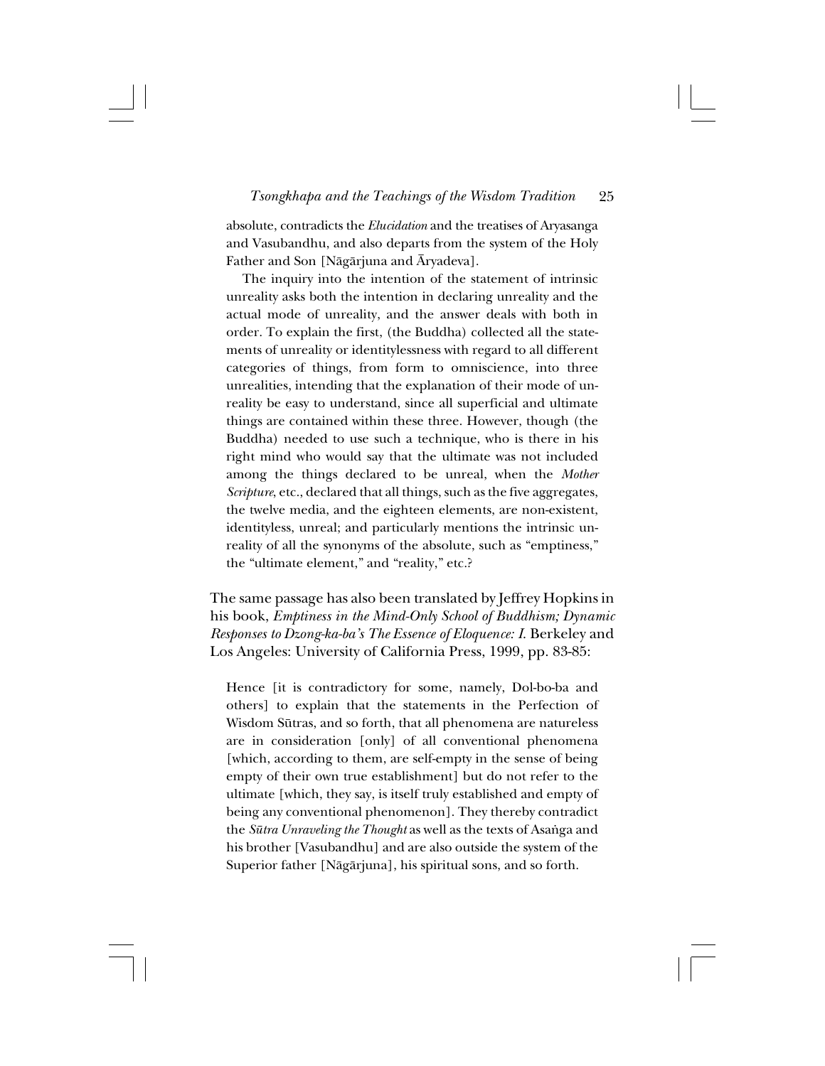absolute, contradicts the *Elucidation* and the treatises of Aryasanga and Vasubandhu, and also departs from the system of the Holy Father and Son [Nāgārjuna and Āryadeva].

The inquiry into the intention of the statement of intrinsic unreality asks both the intention in declaring unreality and the actual mode of unreality, and the answer deals with both in order. To explain the first, (the Buddha) collected all the statements of unreality or identitylessness with regard to all different categories of things, from form to omniscience, into three unrealities, intending that the explanation of their mode of unreality be easy to understand, since all superficial and ultimate things are contained within these three. However, though (the Buddha) needed to use such a technique, who is there in his right mind who would say that the ultimate was not included among the things declared to be unreal, when the *Mother Scripture*, etc., declared that all things, such as the five aggregates, the twelve media, and the eighteen elements, are non-existent, identityless, unreal; and particularly mentions the intrinsic unreality of all the synonyms of the absolute, such as "emptiness," the "ultimate element," and "reality," etc.?

The same passage has also been translated by Jeffrey Hopkins in his book, *Emptiness in the Mind-Only School of Buddhism; Dynamic Responses to Dzong-ka-ba's The Essence of Eloquence: I.* Berkeley and Los Angeles: University of California Press, 1999, pp. 83-85:

> Hence [it is contradictory for some, namely, Dol-bo-ba and others] to explain that the statements in the Perfection of Wisdom Sūtras, and so forth, that all phenomena are natureless are in consideration [only] of all conventional phenomena [which, according to them, are self-empty in the sense of being empty of their own true establishment] but do not refer to the ultimate [which, they say, is itself truly established and empty of being any conventional phenomenon]. They thereby contradict the *Sūtra Unraveling the Thought* as well as the texts of Asaṅga and his brother [Vasubandhu] and are also outside the system of the Superior father [Nāgārjuna], his spiritual sons, and so forth.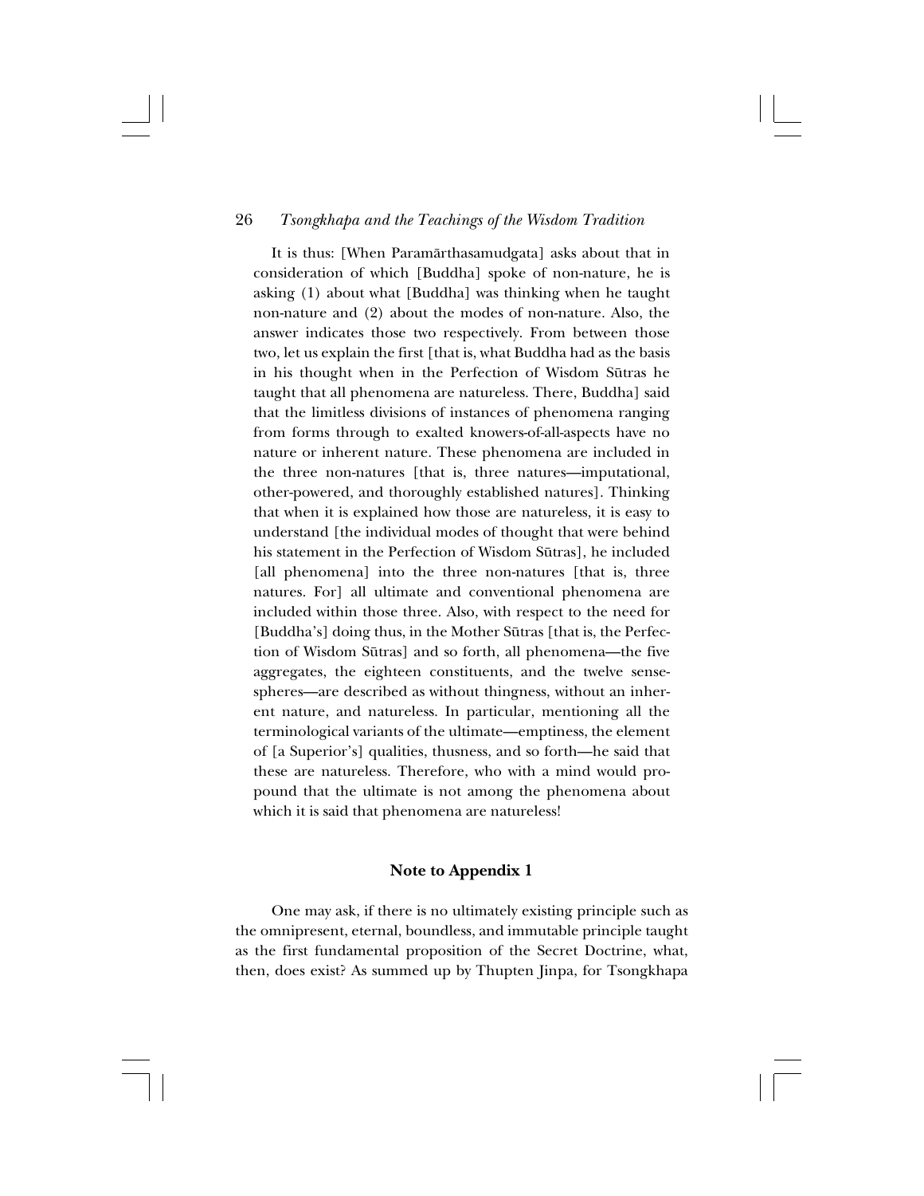It is thus: [When Paramārthasamudgata] asks about that in consideration of which [Buddha] spoke of non-nature, he is asking (1) about what [Buddha] was thinking when he taught non-nature and (2) about the modes of non-nature. Also, the answer indicates those two respectively. From between those two, let us explain the first [that is, what Buddha had as the basis in his thought when in the Perfection of Wisdom Sūtras he taught that all phenomena are natureless. There, Buddha] said that the limitless divisions of instances of phenomena ranging from forms through to exalted knowers-of-all-aspects have no nature or inherent nature. These phenomena are included in the three non-natures [that is, three natures—imputational, other-powered, and thoroughly established natures]. Thinking that when it is explained how those are natureless, it is easy to understand [the individual modes of thought that were behind his statement in the Perfection of Wisdom Sūtras], he included [all phenomena] into the three non-natures [that is, three natures. For] all ultimate and conventional phenomena are included within those three. Also, with respect to the need for [Buddha's] doing thus, in the Mother Sūtras [that is, the Perfection of Wisdom Sūtras] and so forth, all phenomena—the five aggregates, the eighteen constituents, and the twelve sense-spheres—are described as without thingness, without an inherent nature, and natureless. In particular, mentioning all the terminological variants of the ultimate—emptiness, the element of [a Superior's] qualities, thusness, and so forth—he said that these are natureless. Therefore, who with a mind would propound that the ultimate is not among the phenomena about which it is said that phenomena are natureless!

## Note to Appendix 1

One may ask, if there is no ultimately existing principle such as the omnipresent, eternal, boundless, and immutable principle taught as the first fundamental proposition of the Secret Doctrine, what, then, does exist? As summed up by Thupten Jinpa, for Tsongkhapa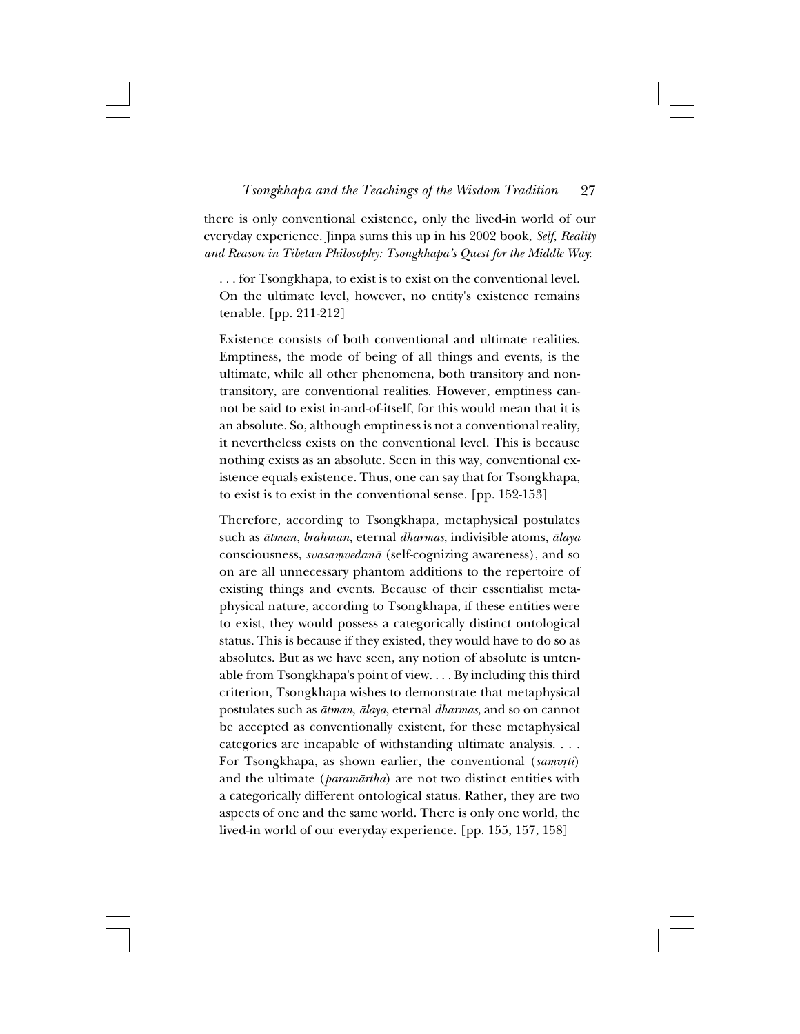there is only conventional existence, only the lived-in world of our everyday experience. Jinpa sums this up in his 2002 book, *Self, Reality and Reason in Tibetan Philosophy: Tsongkhapa's Quest for the Middle Way*:

> . . . for Tsongkhapa, to exist is to exist on the conventional level. On the ultimate level, however, no entity's existence remains tenable. [pp. 211-212]
>
> Existence consists of both conventional and ultimate realities. Emptiness, the mode of being of all things and events, is the ultimate, while all other phenomena, both transitory and non-transitory, are conventional realities. However, emptiness cannot be said to exist in-and-of-itself, for this would mean that it is an absolute. So, although emptiness is not a conventional reality, it nevertheless exists on the conventional level. This is because nothing exists as an absolute. Seen in this way, conventional existence equals existence. Thus, one can say that for Tsongkhapa, to exist is to exist in the conventional sense. [pp. 152-153]
>
> Therefore, according to Tsongkhapa, metaphysical postulates such as *ātman*, *brahman*, eternal *dharmas*, indivisible atoms, *ālaya* consciousness, *svasaṃvedanā* (self-cognizing awareness), and so on are all unnecessary phantom additions to the repertoire of existing things and events. Because of their essentialist metaphysical nature, according to Tsongkhapa, if these entities were to exist, they would possess a categorically distinct ontological status. This is because if they existed, they would have to do so as absolutes. But as we have seen, any notion of absolute is untenable from Tsongkhapa's point of view. . . . By including this third criterion, Tsongkhapa wishes to demonstrate that metaphysical postulates such as *ātman*, *ālaya*, eternal *dharmas*, and so on cannot be accepted as conventionally existent, for these metaphysical categories are incapable of withstanding ultimate analysis. . . . For Tsongkhapa, as shown earlier, the conventional (*saṃvṛti*) and the ultimate (*paramārtha*) are not two distinct entities with a categorically different ontological status. Rather, they are two aspects of one and the same world. There is only one world, the lived-in world of our everyday experience. [pp. 155, 157, 158]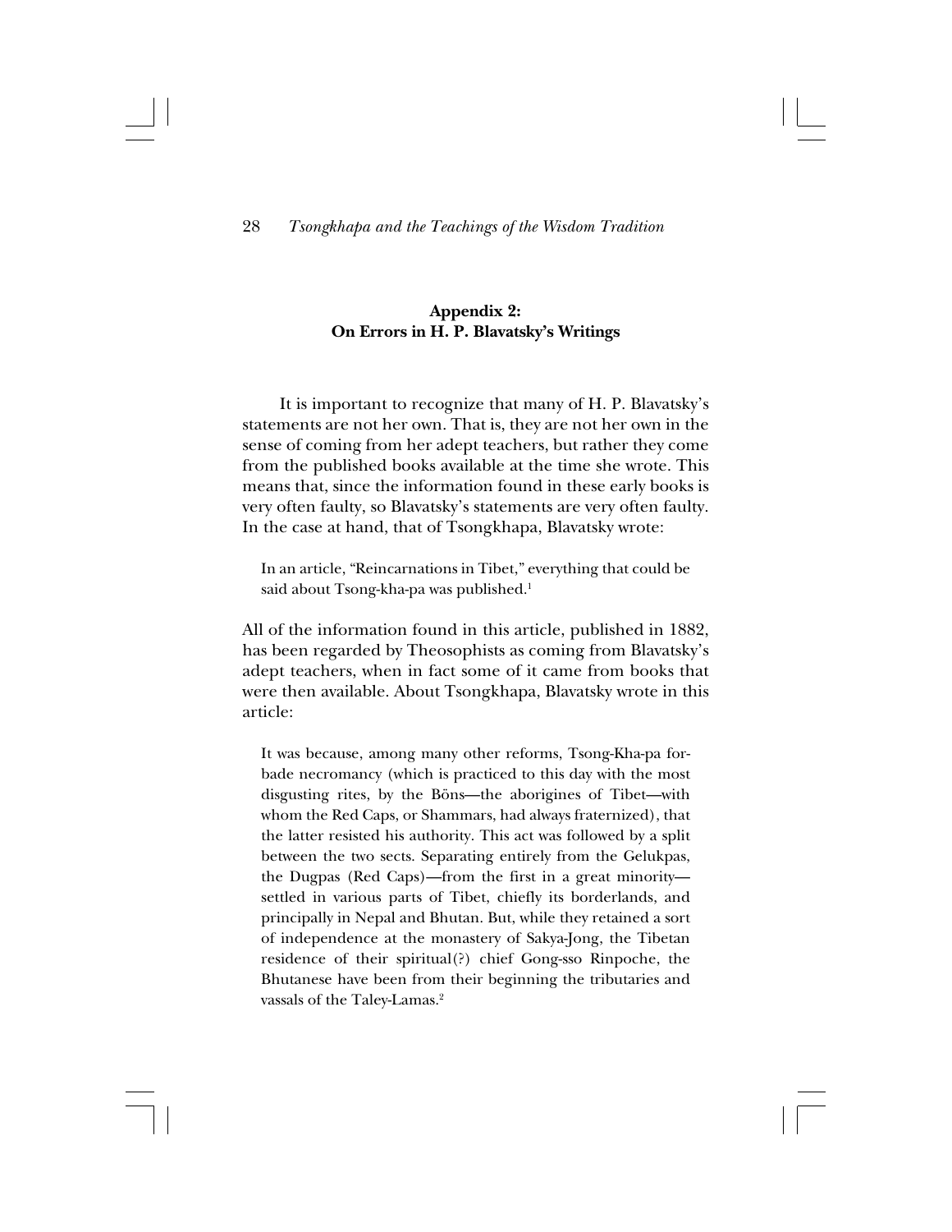## Appendix 2: On Errors in H. P. Blavatsky's Writings

It is important to recognize that many of H. P. Blavatsky's statements are not her own. That is, they are not her own in the sense of coming from her adept teachers, but rather they come from the published books available at the time she wrote. This means that, since the information found in these early books is very often faulty, so Blavatsky's statements are very often faulty. In the case at hand, that of Tsongkhapa, Blavatsky wrote:

> In an article, "Reincarnations in Tibet," everything that could be said about Tsong-kha-pa was published.[1]

All of the information found in this article, published in 1882, has been regarded by Theosophists as coming from Blavatsky's adept teachers, when in fact some of it came from books that were then available. About Tsongkhapa, Blavatsky wrote in this article:

> It was because, among many other reforms, Tsong-Kha-pa forbade necromancy (which is practiced to this day with the most disgusting rites, by the Böns—the aborigines of Tibet—with whom the Red Caps, or Shammars, had always fraternized), that the latter resisted his authority. This act was followed by a split between the two sects. Separating entirely from the Gelukpas, the Dugpas (Red Caps)—from the first in a great minority—settled in various parts of Tibet, chiefly its borderlands, and principally in Nepal and Bhutan. But, while they retained a sort of independence at the monastery of Sakya-Jong, the Tibetan residence of their spiritual(?) chief Gong-sso Rinpoche, the Bhutanese have been from their beginning the tributaries and vassals of the Taley-Lamas.[2]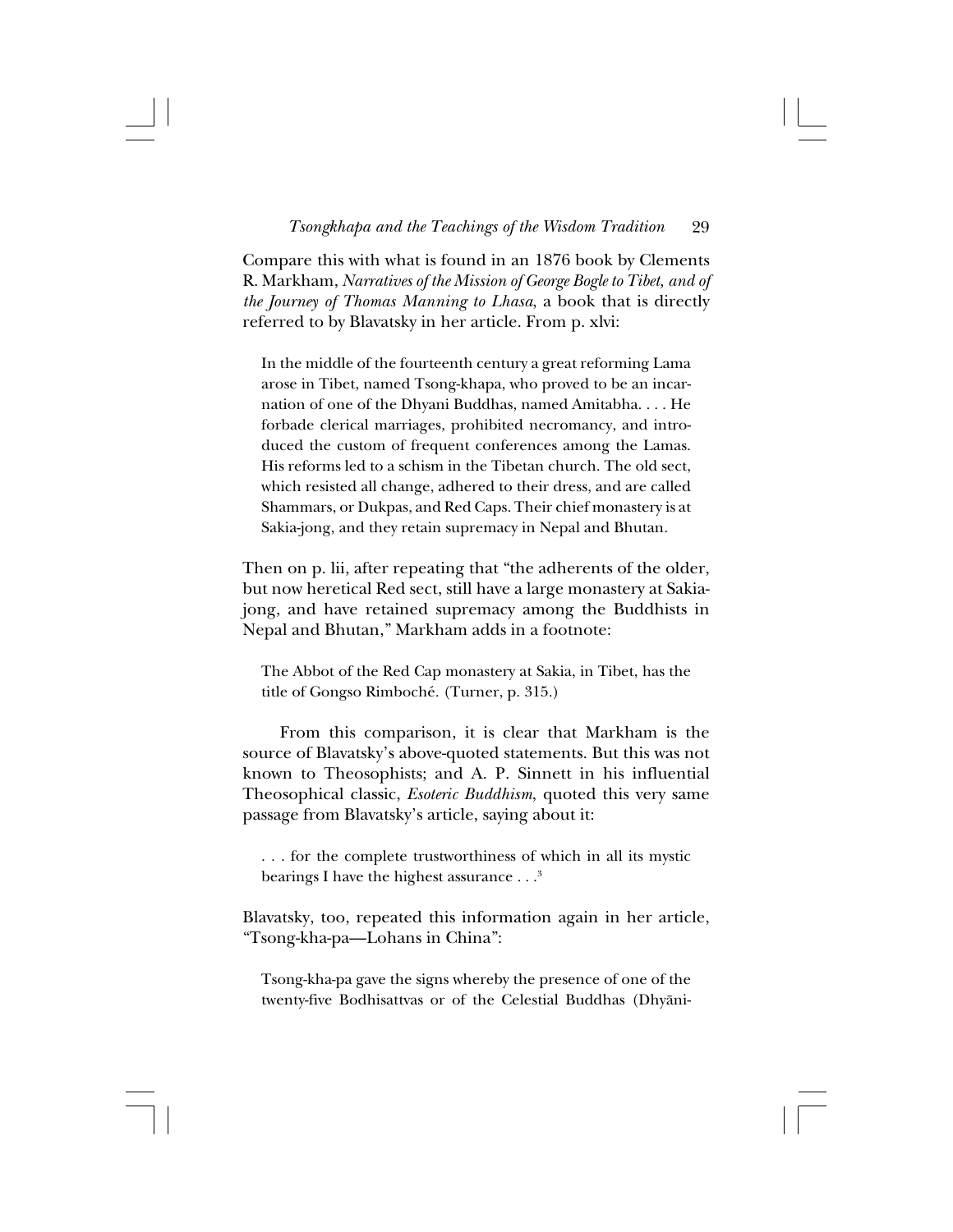Compare this with what is found in an 1876 book by Clements R. Markham, *Narratives of the Mission of George Bogle to Tibet, and of the Journey of Thomas Manning to Lhasa*, a book that is directly referred to by Blavatsky in her article. From p. xlvi:

> In the middle of the fourteenth century a great reforming Lama arose in Tibet, named Tsong-khapa, who proved to be an incarnation of one of the Dhyani Buddhas, named Amitabha. . . . He forbade clerical marriages, prohibited necromancy, and introduced the custom of frequent conferences among the Lamas. His reforms led to a schism in the Tibetan church. The old sect, which resisted all change, adhered to their dress, and are called Shammars, or Dukpas, and Red Caps. Their chief monastery is at Sakia-jong, and they retain supremacy in Nepal and Bhutan.

Then on p. lii, after repeating that "the adherents of the older, but now heretical Red sect, still have a large monastery at Sakia-jong, and have retained supremacy among the Buddhists in Nepal and Bhutan," Markham adds in a footnote:

> The Abbot of the Red Cap monastery at Sakia, in Tibet, has the title of Gongso Rimboché. (Turner, p. 315.)

From this comparison, it is clear that Markham is the source of Blavatsky's above-quoted statements. But this was not known to Theosophists; and A. P. Sinnett in his influential Theosophical classic, *Esoteric Buddhism*, quoted this very same passage from Blavatsky's article, saying about it:

> . . . for the complete trustworthiness of which in all its mystic bearings I have the highest assurance . . .[3]

Blavatsky, too, repeated this information again in her article, "Tsong-kha-pa—Lohans in China":

> Tsong-kha-pa gave the signs whereby the presence of one of the twenty-five Bodhisattvas or of the Celestial Buddhas (Dhyāni-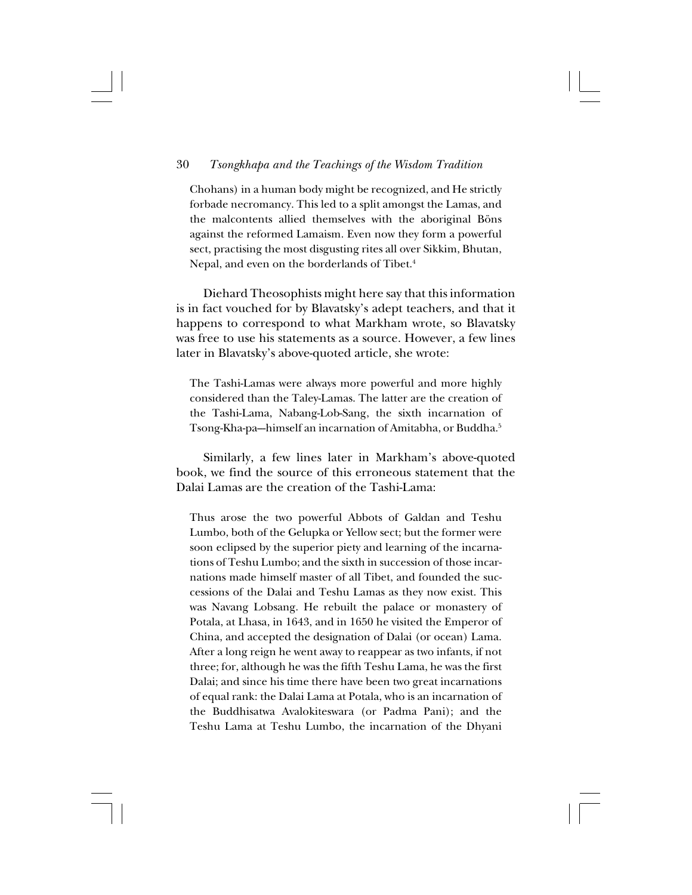Chohans) in a human body might be recognized, and He strictly forbade necromancy. This led to a split amongst the Lamas, and the malcontents allied themselves with the aboriginal Böns against the reformed Lamaism. Even now they form a powerful sect, practising the most disgusting rites all over Sikkim, Bhutan, Nepal, and even on the borderlands of Tibet.[4]

Diehard Theosophists might here say that this information is in fact vouched for by Blavatsky's adept teachers, and that it happens to correspond to what Markham wrote, so Blavatsky was free to use his statements as a source. However, a few lines later in Blavatsky's above-quoted article, she wrote:

> The Tashi-Lamas were always more powerful and more highly considered than the Taley-Lamas. The latter are the creation of the Tashi-Lama, Nabang-Lob-Sang, the sixth incarnation of Tsong-Kha-pa—himself an incarnation of Amitabha, or Buddha.[5]

Similarly, a few lines later in Markham's above-quoted book, we find the source of this erroneous statement that the Dalai Lamas are the creation of the Tashi-Lama:

> Thus arose the two powerful Abbots of Galdan and Teshu Lumbo, both of the Gelupka or Yellow sect; but the former were soon eclipsed by the superior piety and learning of the incarnations of Teshu Lumbo; and the sixth in succession of those incarnations made himself master of all Tibet, and founded the successions of the Dalai and Teshu Lamas as they now exist. This was Navang Lobsang. He rebuilt the palace or monastery of Potala, at Lhasa, in 1643, and in 1650 he visited the Emperor of China, and accepted the designation of Dalai (or ocean) Lama. After a long reign he went away to reappear as two infants, if not three; for, although he was the fifth Teshu Lama, he was the first Dalai; and since his time there have been two great incarnations of equal rank: the Dalai Lama at Potala, who is an incarnation of the Buddhisatwa Avalokiteswara (or Padma Pani); and the Teshu Lama at Teshu Lumbo, the incarnation of the Dhyani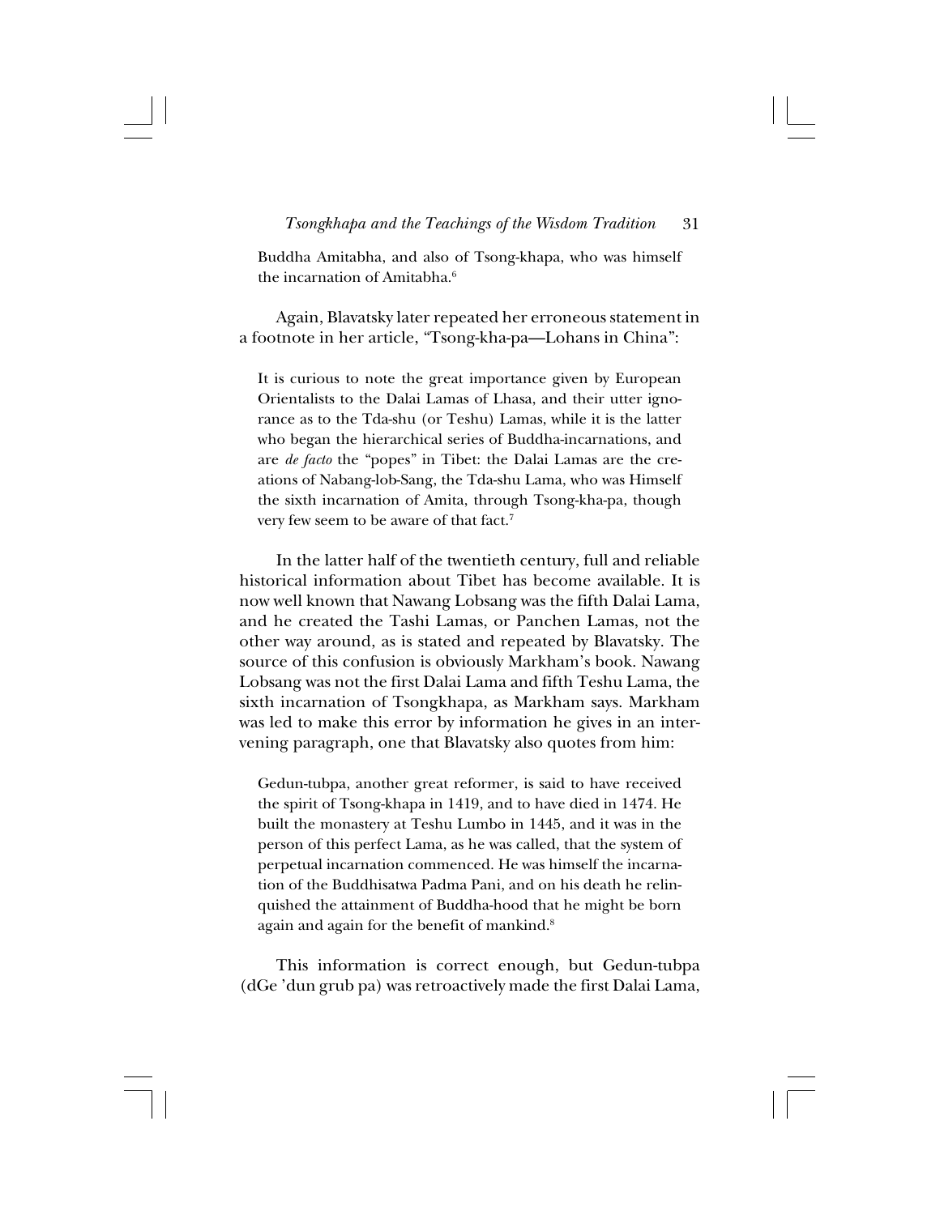Buddha Amitabha, and also of Tsong-khapa, who was himself the incarnation of Amitabha.[6]

Again, Blavatsky later repeated her erroneous statement in a footnote in her article, "Tsong-kha-pa—Lohans in China":

> It is curious to note the great importance given by European Orientalists to the Dalai Lamas of Lhasa, and their utter ignorance as to the Tda-shu (or Teshu) Lamas, while it is the latter who began the hierarchical series of Buddha-incarnations, and are *de facto* the "popes" in Tibet: the Dalai Lamas are the creations of Nabang-lob-Sang, the Tda-shu Lama, who was Himself the sixth incarnation of Amita, through Tsong-kha-pa, though very few seem to be aware of that fact.[7]

In the latter half of the twentieth century, full and reliable historical information about Tibet has become available. It is now well known that Nawang Lobsang was the fifth Dalai Lama, and he created the Tashi Lamas, or Panchen Lamas, not the other way around, as is stated and repeated by Blavatsky. The source of this confusion is obviously Markham's book. Nawang Lobsang was not the first Dalai Lama and fifth Teshu Lama, the sixth incarnation of Tsongkhapa, as Markham says. Markham was led to make this error by information he gives in an intervening paragraph, one that Blavatsky also quotes from him:

> Gedun-tubpa, another great reformer, is said to have received the spirit of Tsong-khapa in 1419, and to have died in 1474. He built the monastery at Teshu Lumbo in 1445, and it was in the person of this perfect Lama, as he was called, that the system of perpetual incarnation commenced. He was himself the incarnation of the Buddhisatwa Padma Pani, and on his death he relinquished the attainment of Buddha-hood that he might be born again and again for the benefit of mankind.[8]

This information is correct enough, but Gedun-tubpa (dGe 'dun grub pa) was retroactively made the first Dalai Lama,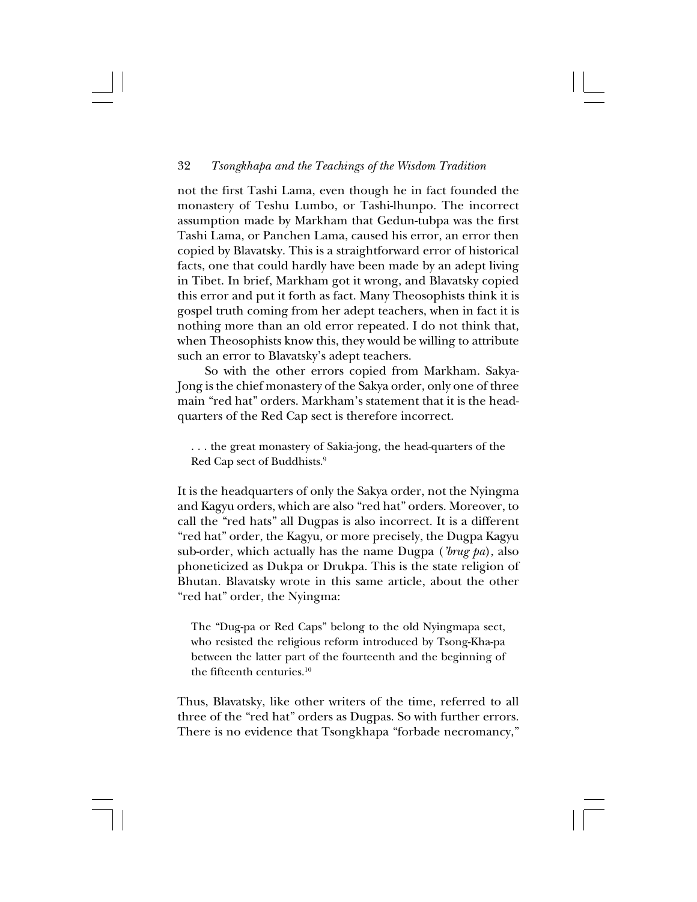not the first Tashi Lama, even though he in fact founded the monastery of Teshu Lumbo, or Tashi-lhunpo. The incorrect assumption made by Markham that Gedun-tubpa was the first Tashi Lama, or Panchen Lama, caused his error, an error then copied by Blavatsky. This is a straightforward error of historical facts, one that could hardly have been made by an adept living in Tibet. In brief, Markham got it wrong, and Blavatsky copied this error and put it forth as fact. Many Theosophists think it is gospel truth coming from her adept teachers, when in fact it is nothing more than an old error repeated. I do not think that, when Theosophists know this, they would be willing to attribute such an error to Blavatsky's adept teachers.

So with the other errors copied from Markham. Sakya-Jong is the chief monastery of the Sakya order, only one of three main "red hat" orders. Markham's statement that it is the headquarters of the Red Cap sect is therefore incorrect.

> . . . the great monastery of Sakia-jong, the head-quarters of the Red Cap sect of Buddhists.[9]

It is the headquarters of only the Sakya order, not the Nyingma and Kagyu orders, which are also "red hat" orders. Moreover, to call the "red hats" all Dugpas is also incorrect. It is a different "red hat" order, the Kagyu, or more precisely, the Dugpa Kagyu sub-order, which actually has the name Dugpa (*'brug pa*), also phoneticized as Dukpa or Drukpa. This is the state religion of Bhutan. Blavatsky wrote in this same article, about the other "red hat" order, the Nyingma:

> The "Dug-pa or Red Caps" belong to the old Nyingmapa sect, who resisted the religious reform introduced by Tsong-Kha-pa between the latter part of the fourteenth and the beginning of the fifteenth centuries.[10]

Thus, Blavatsky, like other writers of the time, referred to all three of the "red hat" orders as Dugpas. So with further errors. There is no evidence that Tsongkhapa "forbade necromancy,"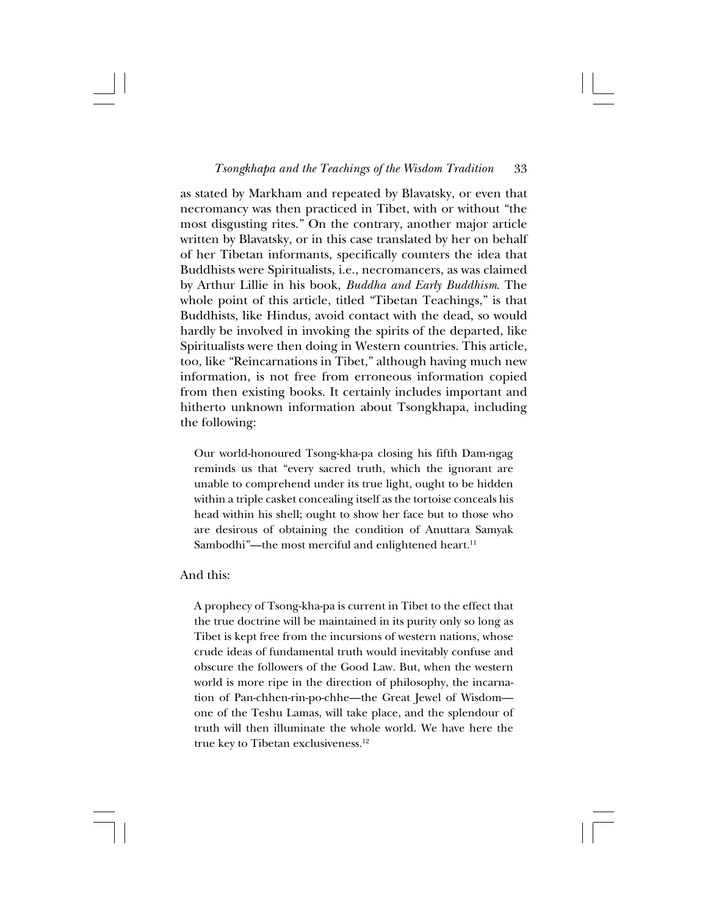as stated by Markham and repeated by Blavatsky, or even that necromancy was then practiced in Tibet, with or without "the most disgusting rites." On the contrary, another major article written by Blavatsky, or in this case translated by her on behalf of her Tibetan informants, specifically counters the idea that Buddhists were Spiritualists, i.e., necromancers, as was claimed by Arthur Lillie in his book, *Buddha and Early Buddhism*. The whole point of this article, titled "Tibetan Teachings," is that Buddhists, like Hindus, avoid contact with the dead, so would hardly be involved in invoking the spirits of the departed, like Spiritualists were then doing in Western countries. This article, too, like "Reincarnations in Tibet," although having much new information, is not free from erroneous information copied from then existing books. It certainly includes important and hitherto unknown information about Tsongkhapa, including the following:

> Our world-honoured Tsong-kha-pa closing his fifth Dam-ngag reminds us that "every sacred truth, which the ignorant are unable to comprehend under its true light, ought to be hidden within a triple casket concealing itself as the tortoise conceals his head within his shell; ought to show her face but to those who are desirous of obtaining the condition of Anuttara Samyak Sambodhi"—the most merciful and enlightened heart.[11]

And this:

> A prophecy of Tsong-kha-pa is current in Tibet to the effect that the true doctrine will be maintained in its purity only so long as Tibet is kept free from the incursions of western nations, whose crude ideas of fundamental truth would inevitably confuse and obscure the followers of the Good Law. But, when the western world is more ripe in the direction of philosophy, the incarnation of Pan-chhen-rin-po-chhe—the Great Jewel of Wisdom—one of the Teshu Lamas, will take place, and the splendour of truth will then illuminate the whole world. We have here the true key to Tibetan exclusiveness.[12]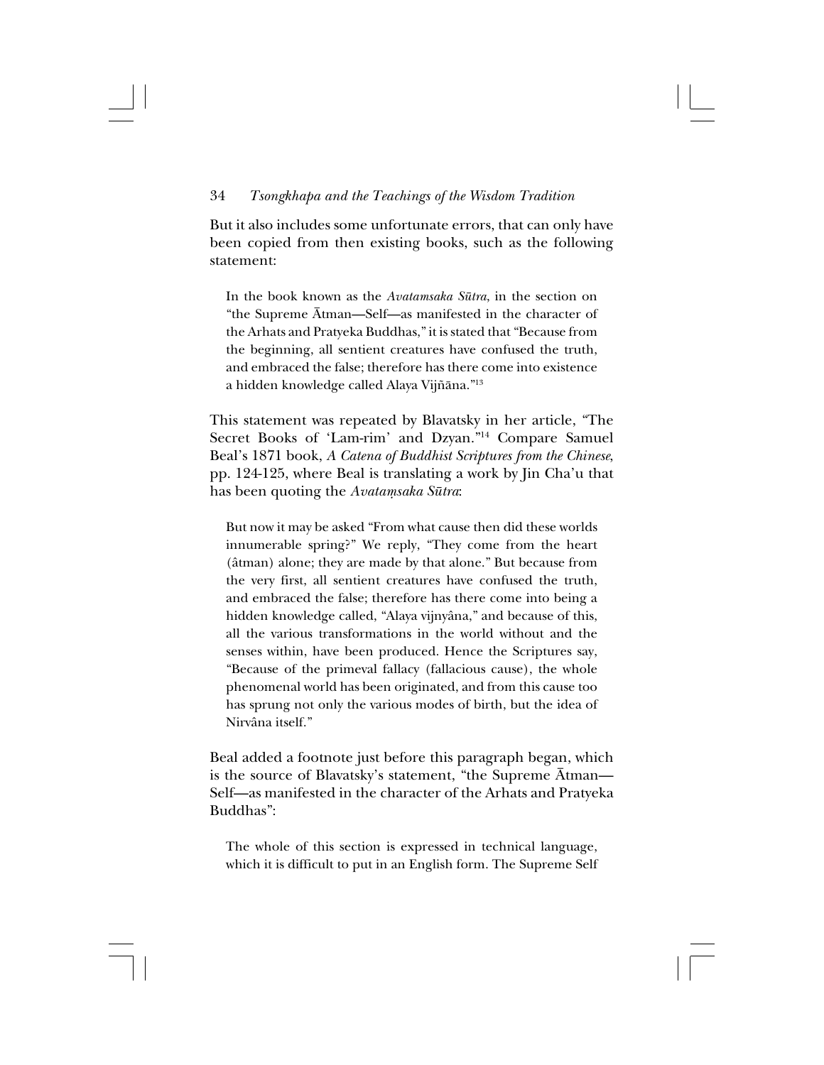But it also includes some unfortunate errors, that can only have been copied from then existing books, such as the following statement:

> In the book known as the *Avatamsaka Sūtra*, in the section on "the Supreme Ātman—Self—as manifested in the character of the Arhats and Pratyeka Buddhas," it is stated that "Because from the beginning, all sentient creatures have confused the truth, and embraced the false; therefore has there come into existence a hidden knowledge called Alaya Vijñāna."[13]

This statement was repeated by Blavatsky in her article, "The Secret Books of 'Lam-rim' and Dzyan."[14] Compare Samuel Beal's 1871 book, *A Catena of Buddhist Scriptures from the Chinese*, pp. 124-125, where Beal is translating a work by Jin Cha'u that has been quoting the *Avataṃsaka Sūtra*:

> But now it may be asked "From what cause then did these worlds innumerable spring?" We reply, "They come from the heart (âtman) alone; they are made by that alone." But because from the very first, all sentient creatures have confused the truth, and embraced the false; therefore has there come into being a hidden knowledge called, "Alaya vijnyâna," and because of this, all the various transformations in the world without and the senses within, have been produced. Hence the Scriptures say, "Because of the primeval fallacy (fallacious cause), the whole phenomenal world has been originated, and from this cause too has sprung not only the various modes of birth, but the idea of Nirvâna itself."

Beal added a footnote just before this paragraph began, which is the source of Blavatsky's statement, "the Supreme Ātman—Self—as manifested in the character of the Arhats and Pratyeka Buddhas":

> The whole of this section is expressed in technical language, which it is difficult to put in an English form. The Supreme Self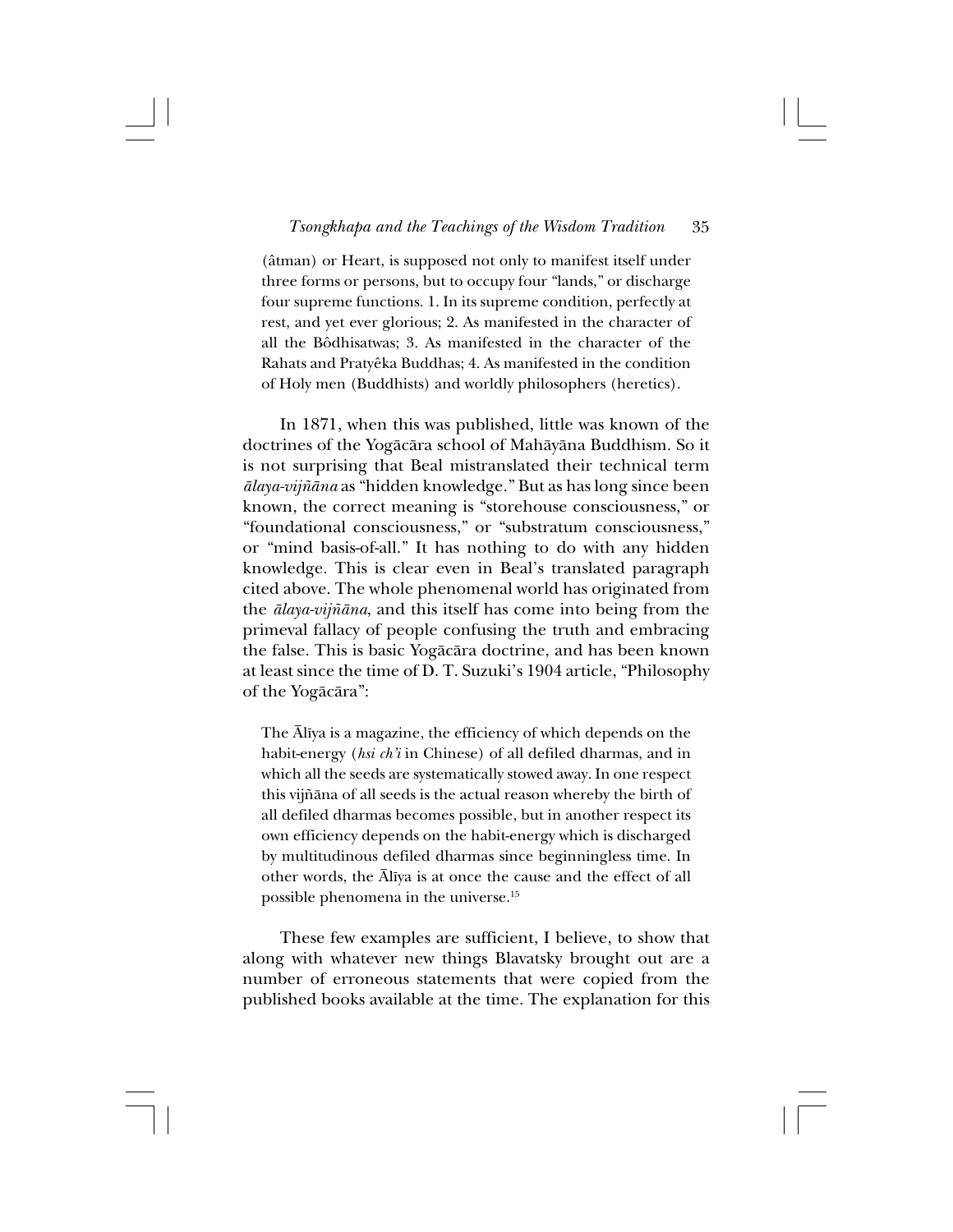(âtman) or Heart, is supposed not only to manifest itself under three forms or persons, but to occupy four "lands," or discharge four supreme functions. 1. In its supreme condition, perfectly at rest, and yet ever glorious; 2. As manifested in the character of all the Bôdhisatwas; 3. As manifested in the character of the Rahats and Pratyêka Buddhas; 4. As manifested in the condition of Holy men (Buddhists) and worldly philosophers (heretics).

In 1871, when this was published, little was known of the doctrines of the Yogācāra school of Mahāyāna Buddhism. So it is not surprising that Beal mistranslated their technical term *ālaya-vijñāna* as "hidden knowledge." But as has long since been known, the correct meaning is "storehouse consciousness," or "foundational consciousness," or "substratum consciousness," or "mind basis-of-all." It has nothing to do with any hidden knowledge. This is clear even in Beal's translated paragraph cited above. The whole phenomenal world has originated from the *ālaya-vijñāna*, and this itself has come into being from the primeval fallacy of people confusing the truth and embracing the false. This is basic Yogācāra doctrine, and has been known at least since the time of D. T. Suzuki's 1904 article, "Philosophy of the Yogācāra":

> The Ālīya is a magazine, the efficiency of which depends on the habit-energy (*hsi ch'i* in Chinese) of all defiled dharmas, and in which all the seeds are systematically stowed away. In one respect this vijñāna of all seeds is the actual reason whereby the birth of all defiled dharmas becomes possible, but in another respect its own efficiency depends on the habit-energy which is discharged by multitudinous defiled dharmas since beginningless time. In other words, the Ālīya is at once the cause and the effect of all possible phenomena in the universe.[15]

These few examples are sufficient, I believe, to show that along with whatever new things Blavatsky brought out are a number of erroneous statements that were copied from the published books available at the time. The explanation for this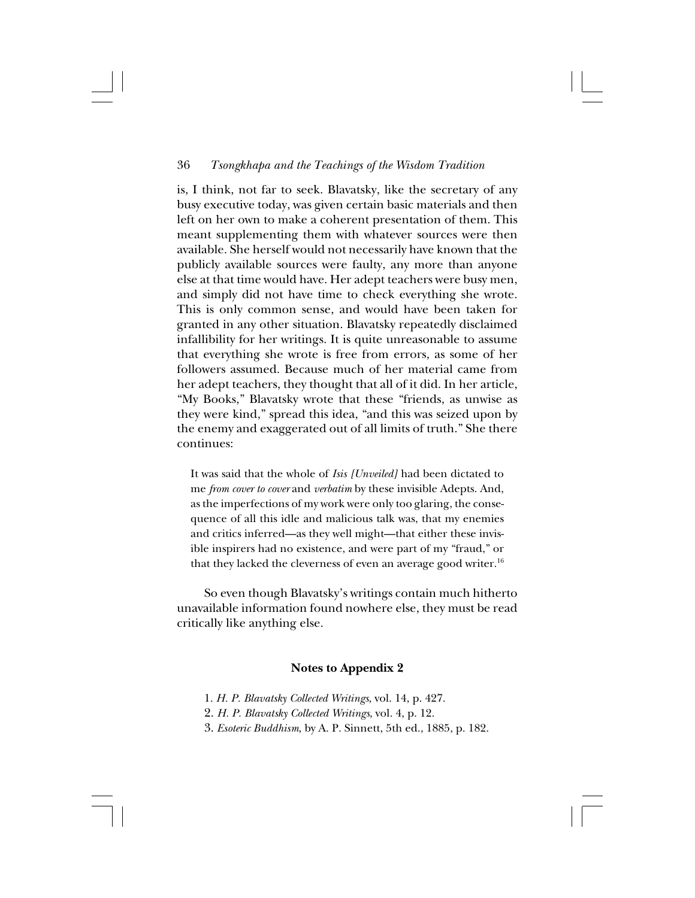is, I think, not far to seek. Blavatsky, like the secretary of any busy executive today, was given certain basic materials and then left on her own to make a coherent presentation of them. This meant supplementing them with whatever sources were then available. She herself would not necessarily have known that the publicly available sources were faulty, any more than anyone else at that time would have. Her adept teachers were busy men, and simply did not have time to check everything she wrote. This is only common sense, and would have been taken for granted in any other situation. Blavatsky repeatedly disclaimed infallibility for her writings. It is quite unreasonable to assume that everything she wrote is free from errors, as some of her followers assumed. Because much of her material came from her adept teachers, they thought that all of it did. In her article, "My Books," Blavatsky wrote that these "friends, as unwise as they were kind," spread this idea, "and this was seized upon by the enemy and exaggerated out of all limits of truth." She there continues:

> It was said that the whole of *Isis [Unveiled]* had been dictated to me *from cover to cover* and *verbatim* by these invisible Adepts. And, as the imperfections of my work were only too glaring, the consequence of all this idle and malicious talk was, that my enemies and critics inferred—as they well might—that either these invisible inspirers had no existence, and were part of my "fraud," or that they lacked the cleverness of even an average good writer.[16]

So even though Blavatsky's writings contain much hitherto unavailable information found nowhere else, they must be read critically like anything else.

### Notes to Appendix 2

1. *H. P. Blavatsky Collected Writings*, vol. 14, p. 427.
2. *H. P. Blavatsky Collected Writings*, vol. 4, p. 12.
3. *Esoteric Buddhism*, by A. P. Sinnett, 5th ed., 1885, p. 182.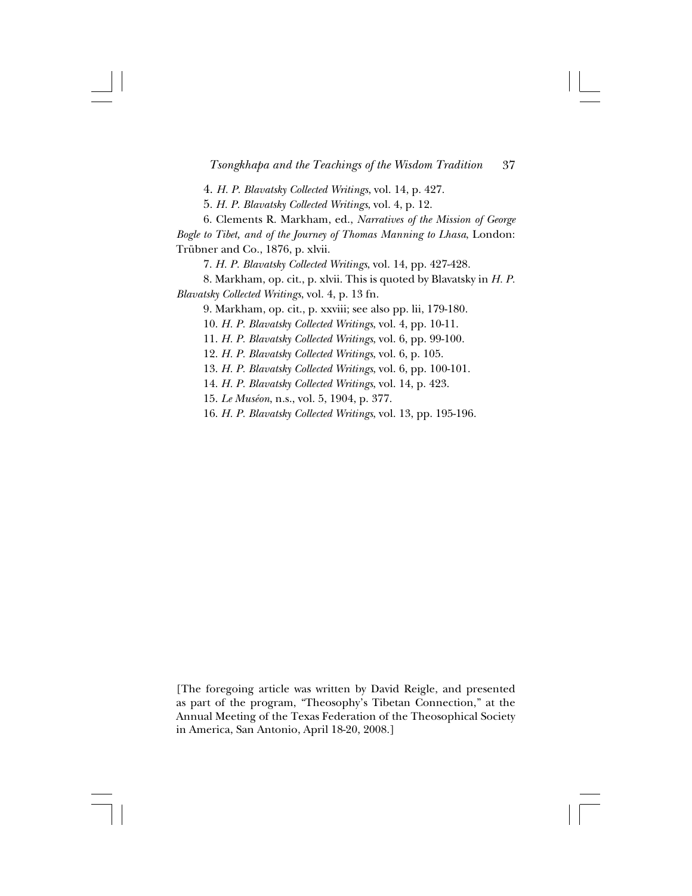4. *H. P. Blavatsky Collected Writings*, vol. 14, p. 427.

5. *H. P. Blavatsky Collected Writings*, vol. 4, p. 12.

6. Clements R. Markham, ed., *Narratives of the Mission of George Bogle to Tibet, and of the Journey of Thomas Manning to Lhasa*, London: Trübner and Co., 1876, p. xlvii.

7. *H. P. Blavatsky Collected Writings*, vol. 14, pp. 427-428.

8. Markham, op. cit., p. xlvii. This is quoted by Blavatsky in *H. P. Blavatsky Collected Writings*, vol. 4, p. 13 fn.

9. Markham, op. cit., p. xxviii; see also pp. lii, 179-180.

10. *H. P. Blavatsky Collected Writings*, vol. 4, pp. 10-11.

11. *H. P. Blavatsky Collected Writings*, vol. 6, pp. 99-100.

12. *H. P. Blavatsky Collected Writings*, vol. 6, p. 105.

13. *H. P. Blavatsky Collected Writings*, vol. 6, pp. 100-101.

14. *H. P. Blavatsky Collected Writings*, vol. 14, p. 423.

15. *Le Muséon*, n.s., vol. 5, 1904, p. 377.

16. *H. P. Blavatsky Collected Writings*, vol. 13, pp. 195-196.

[The foregoing article was written by David Reigle, and presented as part of the program, "Theosophy's Tibetan Connection," at the Annual Meeting of the Texas Federation of the Theosophical Society in America, San Antonio, April 18-20, 2008.]